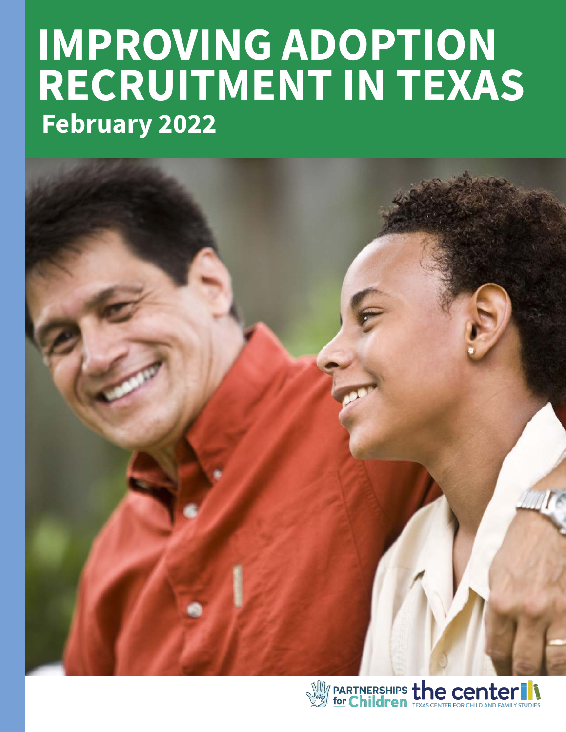# IMPROVING ADOPTION RECRUITMENT IN TEXAS

## February 2022

PARTNERSHIPS for Children

the center TEXAS CENTER FOR CHILD AND FAMILY STUDIES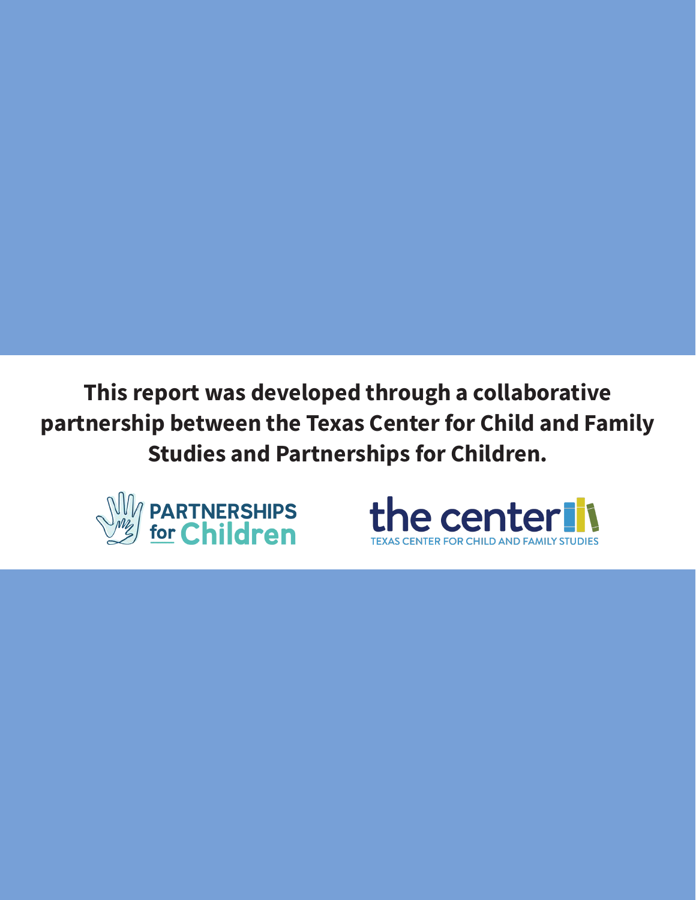**This report was developed through a collaborative partnership between the Texas Center for Child and Family Studies and Partnerships for Children.**

PARTNERSHIPS for Children

the center
TEXAS CENTER FOR CHILD AND FAMILY STUDIES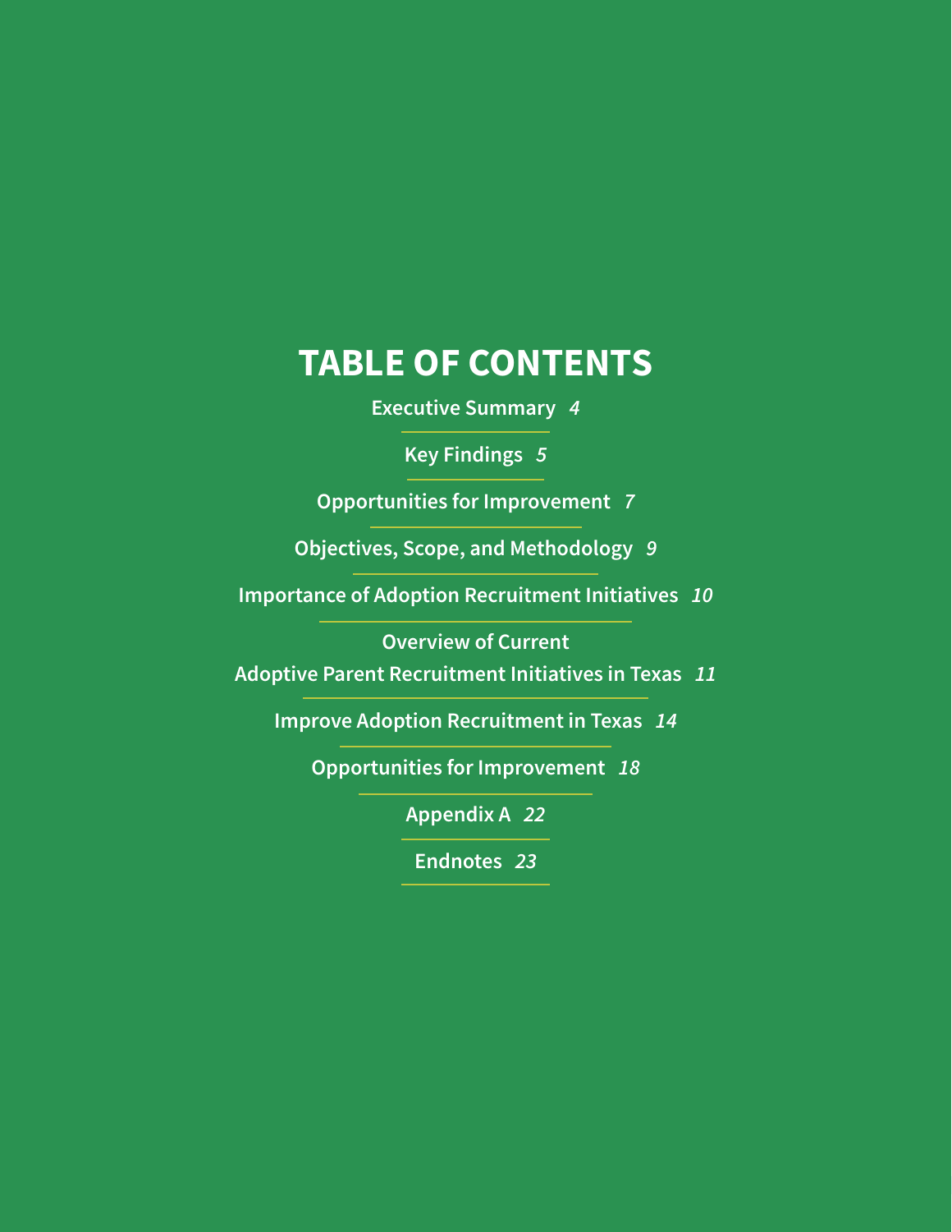# TABLE OF CONTENTS

Executive Summary *4*

Key Findings *5*

Opportunities for Improvement *7*

Objectives, Scope, and Methodology *9*

Importance of Adoption Recruitment Initiatives *10*

Overview of Current Adoptive Parent Recruitment Initiatives in Texas *11*

Improve Adoption Recruitment in Texas *14*

Opportunities for Improvement *18*

Appendix A *22*

Endnotes *23*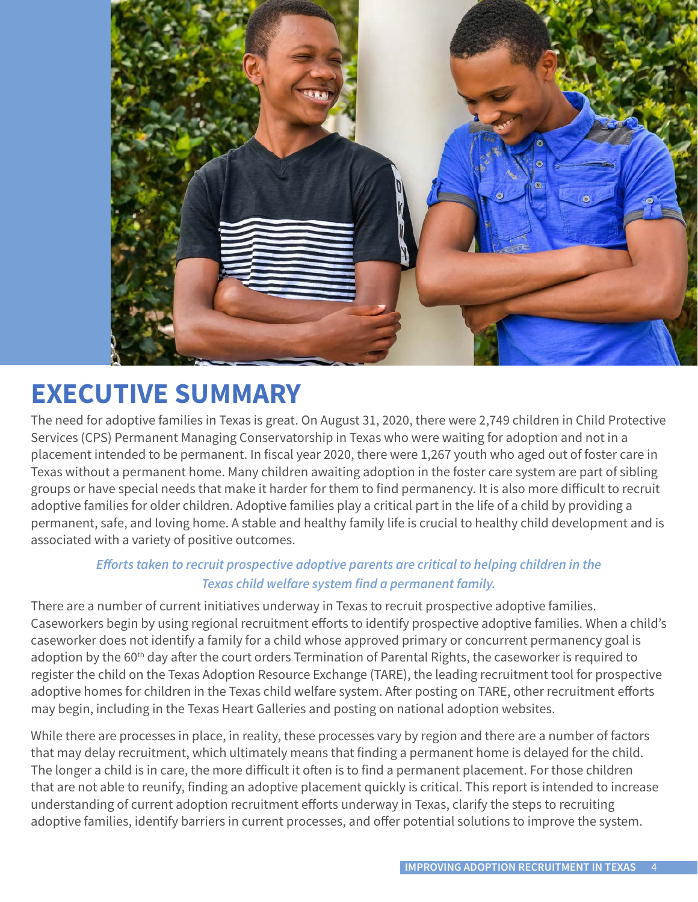# EXECUTIVE SUMMARY

The need for adoptive families in Texas is great. On August 31, 2020, there were 2,749 children in Child Protective Services (CPS) Permanent Managing Conservatorship in Texas who were waiting for adoption and not in a placement intended to be permanent. In fiscal year 2020, there were 1,267 youth who aged out of foster care in Texas without a permanent home. Many children awaiting adoption in the foster care system are part of sibling groups or have special needs that make it harder for them to find permanency. It is also more difficult to recruit adoptive families for older children. Adoptive families play a critical part in the life of a child by providing a permanent, safe, and loving home. A stable and healthy family life is crucial to healthy child development and is associated with a variety of positive outcomes.

***Efforts taken to recruit prospective adoptive parents are critical to helping children in the Texas child welfare system find a permanent family.***

There are a number of current initiatives underway in Texas to recruit prospective adoptive families. Caseworkers begin by using regional recruitment efforts to identify prospective adoptive families. When a child's caseworker does not identify a family for a child whose approved primary or concurrent permanency goal is adoption by the 60th day after the court orders Termination of Parental Rights, the caseworker is required to register the child on the Texas Adoption Resource Exchange (TARE), the leading recruitment tool for prospective adoptive homes for children in the Texas child welfare system. After posting on TARE, other recruitment efforts may begin, including in the Texas Heart Galleries and posting on national adoption websites.

While there are processes in place, in reality, these processes vary by region and there are a number of factors that may delay recruitment, which ultimately means that finding a permanent home is delayed for the child. The longer a child is in care, the more difficult it often is to find a permanent placement. For those children that are not able to reunify, finding an adoptive placement quickly is critical. This report is intended to increase understanding of current adoption recruitment efforts underway in Texas, clarify the steps to recruiting adoptive families, identify barriers in current processes, and offer potential solutions to improve the system.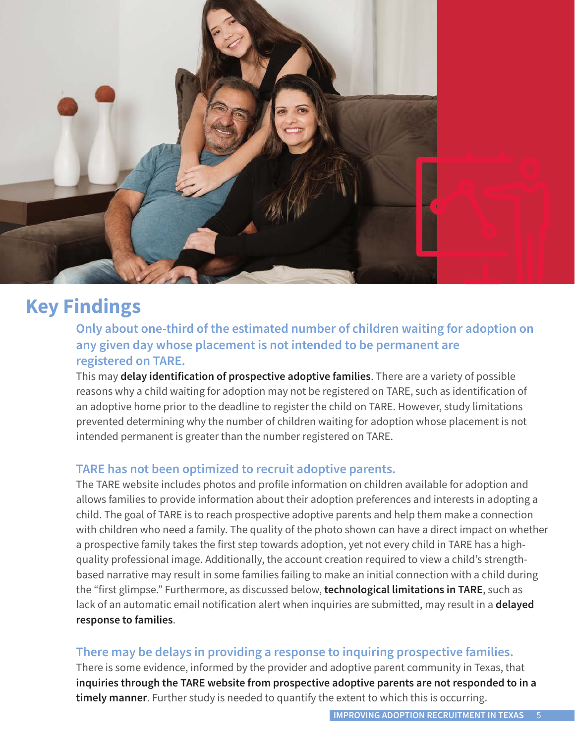## Key Findings

### Only about one-third of the estimated number of children waiting for adoption on any given day whose placement is not intended to be permanent are registered on TARE.

This may **delay identification of prospective adoptive families**. There are a variety of possible reasons why a child waiting for adoption may not be registered on TARE, such as identification of an adoptive home prior to the deadline to register the child on TARE. However, study limitations prevented determining why the number of children waiting for adoption whose placement is not intended permanent is greater than the number registered on TARE.

### TARE has not been optimized to recruit adoptive parents.

The TARE website includes photos and profile information on children available for adoption and allows families to provide information about their adoption preferences and interests in adopting a child. The goal of TARE is to reach prospective adoptive parents and help them make a connection with children who need a family. The quality of the photo shown can have a direct impact on whether a prospective family takes the first step towards adoption, yet not every child in TARE has a high-quality professional image. Additionally, the account creation required to view a child's strength-based narrative may result in some families failing to make an initial connection with a child during the "first glimpse." Furthermore, as discussed below, **technological limitations in TARE**, such as lack of an automatic email notification alert when inquiries are submitted, may result in a **delayed response to families**.

### There may be delays in providing a response to inquiring prospective families.

There is some evidence, informed by the provider and adoptive parent community in Texas, that **inquiries through the TARE website from prospective adoptive parents are not responded to in a timely manner**. Further study is needed to quantify the extent to which this is occurring.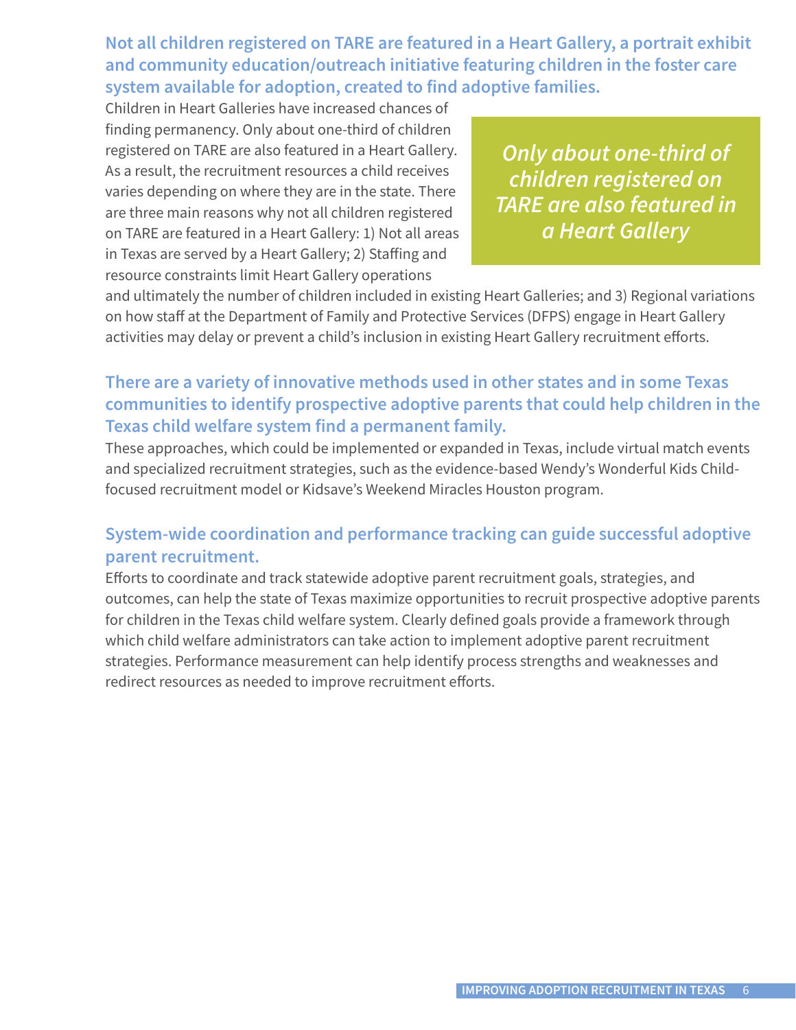### Not all children registered on TARE are featured in a Heart Gallery, a portrait exhibit and community education/outreach initiative featuring children in the foster care system available for adoption, created to find adoptive families.

Children in Heart Galleries have increased chances of finding permanency. Only about one-third of children registered on TARE are also featured in a Heart Gallery. As a result, the recruitment resources a child receives varies depending on where they are in the state. There are three main reasons why not all children registered on TARE are featured in a Heart Gallery: 1) Not all areas in Texas are served by a Heart Gallery; 2) Staffing and resource constraints limit Heart Gallery operations and ultimately the number of children included in existing Heart Galleries; and 3) Regional variations on how staff at the Department of Family and Protective Services (DFPS) engage in Heart Gallery activities may delay or prevent a child's inclusion in existing Heart Gallery recruitment efforts.

> *Only about one-third of children registered on TARE are also featured in a Heart Gallery*

### There are a variety of innovative methods used in other states and in some Texas communities to identify prospective adoptive parents that could help children in the Texas child welfare system find a permanent family.

These approaches, which could be implemented or expanded in Texas, include virtual match events and specialized recruitment strategies, such as the evidence-based Wendy's Wonderful Kids Child-focused recruitment model or Kidsave's Weekend Miracles Houston program.

### System-wide coordination and performance tracking can guide successful adoptive parent recruitment.

Efforts to coordinate and track statewide adoptive parent recruitment goals, strategies, and outcomes, can help the state of Texas maximize opportunities to recruit prospective adoptive parents for children in the Texas child welfare system. Clearly defined goals provide a framework through which child welfare administrators can take action to implement adoptive parent recruitment strategies. Performance measurement can help identify process strengths and weaknesses and redirect resources as needed to improve recruitment efforts.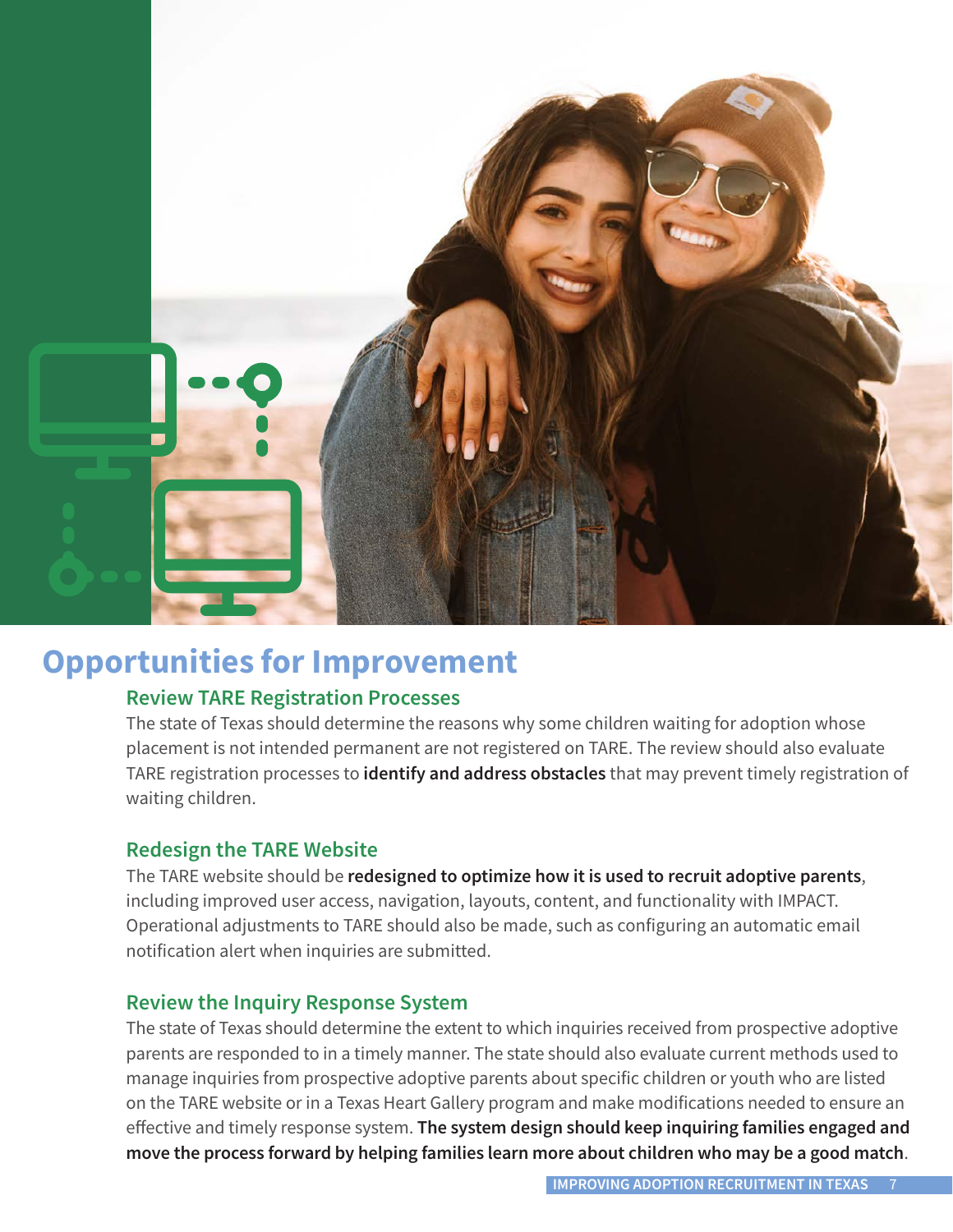# Opportunities for Improvement

### Review TARE Registration Processes

The state of Texas should determine the reasons why some children waiting for adoption whose placement is not intended permanent are not registered on TARE. The review should also evaluate TARE registration processes to **identify and address obstacles** that may prevent timely registration of waiting children.

### Redesign the TARE Website

The TARE website should be **redesigned to optimize how it is used to recruit adoptive parents**, including improved user access, navigation, layouts, content, and functionality with IMPACT. Operational adjustments to TARE should also be made, such as configuring an automatic email notification alert when inquiries are submitted.

### Review the Inquiry Response System

The state of Texas should determine the extent to which inquiries received from prospective adoptive parents are responded to in a timely manner. The state should also evaluate current methods used to manage inquiries from prospective adoptive parents about specific children or youth who are listed on the TARE website or in a Texas Heart Gallery program and make modifications needed to ensure an effective and timely response system. **The system design should keep inquiring families engaged and move the process forward by helping families learn more about children who may be a good match**.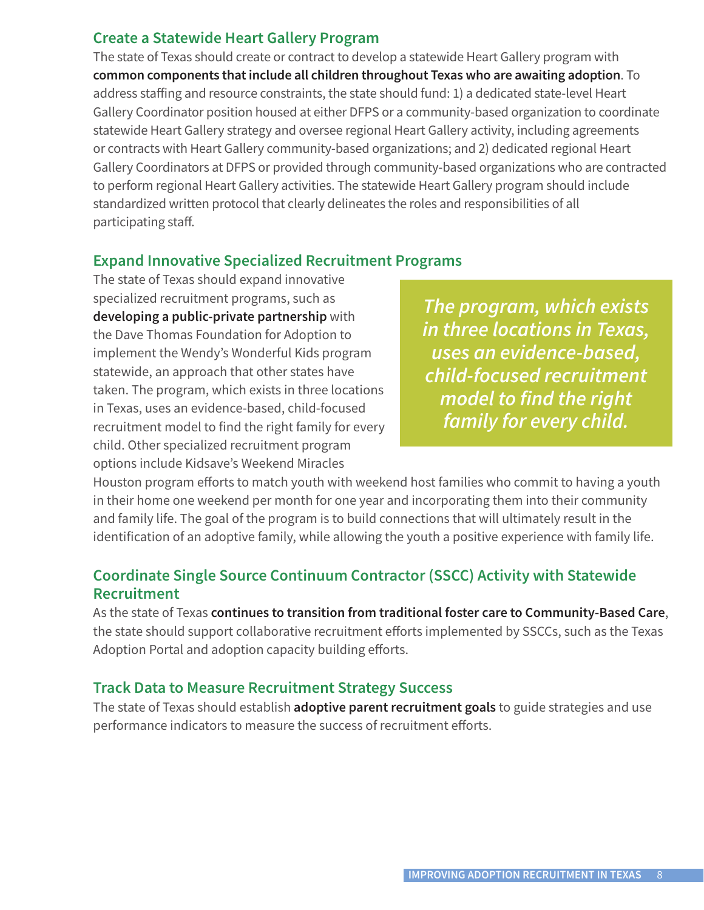## Create a Statewide Heart Gallery Program

The state of Texas should create or contract to develop a statewide Heart Gallery program with **common components that include all children throughout Texas who are awaiting adoption**. To address staffing and resource constraints, the state should fund: 1) a dedicated state-level Heart Gallery Coordinator position housed at either DFPS or a community-based organization to coordinate statewide Heart Gallery strategy and oversee regional Heart Gallery activity, including agreements or contracts with Heart Gallery community-based organizations; and 2) dedicated regional Heart Gallery Coordinators at DFPS or provided through community-based organizations who are contracted to perform regional Heart Gallery activities. The statewide Heart Gallery program should include standardized written protocol that clearly delineates the roles and responsibilities of all participating staff.

## Expand Innovative Specialized Recruitment Programs

The state of Texas should expand innovative specialized recruitment programs, such as **developing a public-private partnership** with the Dave Thomas Foundation for Adoption to implement the Wendy's Wonderful Kids program statewide, an approach that other states have taken. The program, which exists in three locations in Texas, uses an evidence-based, child-focused recruitment model to find the right family for every child. Other specialized recruitment program options include Kidsave's Weekend Miracles Houston program efforts to match youth with weekend host families who commit to having a youth in their home one weekend per month for one year and incorporating them into their community and family life. The goal of the program is to build connections that will ultimately result in the identification of an adoptive family, while allowing the youth a positive experience with family life.

> ***The program, which exists in three locations in Texas, uses an evidence-based, child-focused recruitment model to find the right family for every child.***

## Coordinate Single Source Continuum Contractor (SSCC) Activity with Statewide Recruitment

As the state of Texas **continues to transition from traditional foster care to Community-Based Care**, the state should support collaborative recruitment efforts implemented by SSCCs, such as the Texas Adoption Portal and adoption capacity building efforts.

## Track Data to Measure Recruitment Strategy Success

The state of Texas should establish **adoptive parent recruitment goals** to guide strategies and use performance indicators to measure the success of recruitment efforts.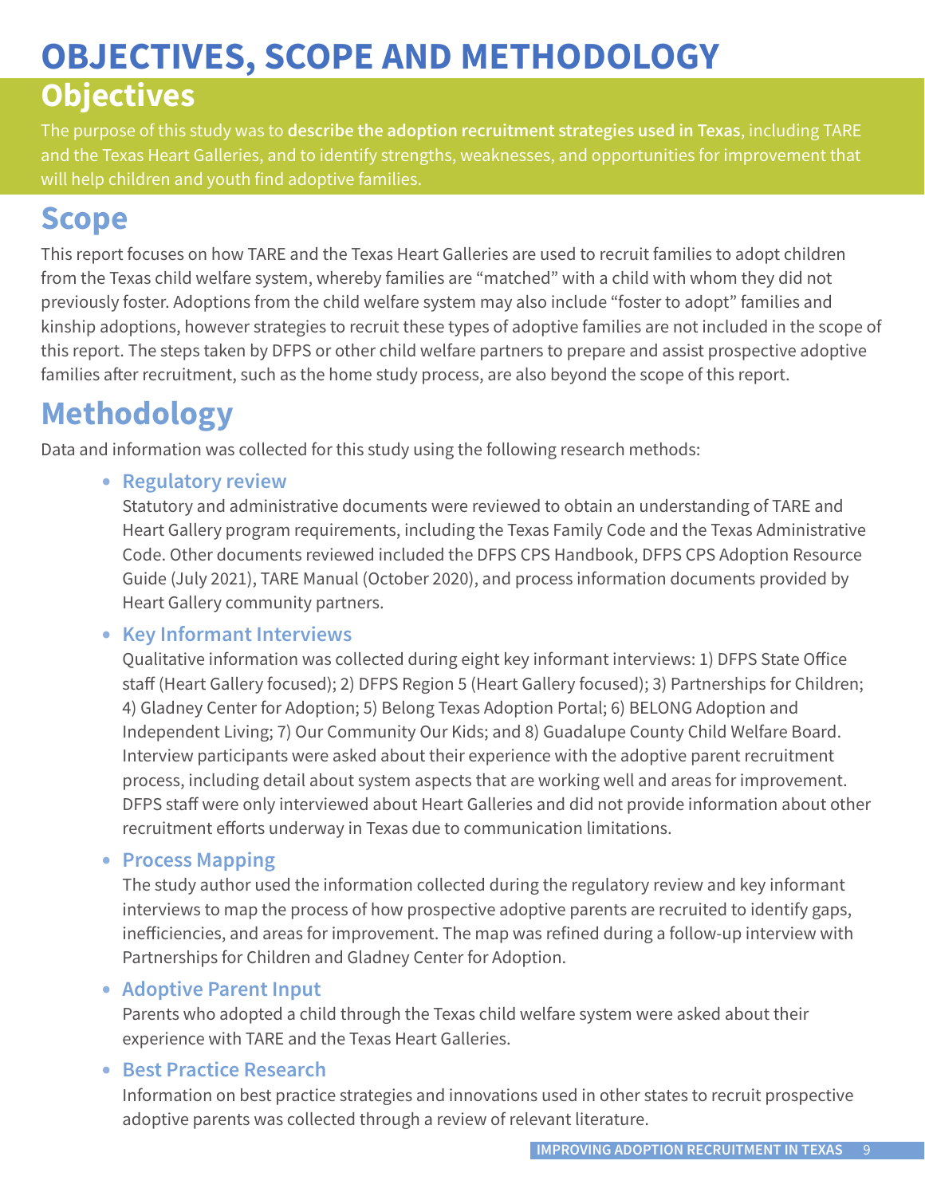# OBJECTIVES, SCOPE AND METHODOLOGY

## Objectives

The purpose of this study was to **describe the adoption recruitment strategies used in Texas**, including TARE and the Texas Heart Galleries, and to identify strengths, weaknesses, and opportunities for improvement that will help children and youth find adoptive families.

## Scope

This report focuses on how TARE and the Texas Heart Galleries are used to recruit families to adopt children from the Texas child welfare system, whereby families are "matched" with a child with whom they did not previously foster. Adoptions from the child welfare system may also include "foster to adopt" families and kinship adoptions, however strategies to recruit these types of adoptive families are not included in the scope of this report. The steps taken by DFPS or other child welfare partners to prepare and assist prospective adoptive families after recruitment, such as the home study process, are also beyond the scope of this report.

## Methodology

Data and information was collected for this study using the following research methods:

- **Regulatory review**
  Statutory and administrative documents were reviewed to obtain an understanding of TARE and Heart Gallery program requirements, including the Texas Family Code and the Texas Administrative Code. Other documents reviewed included the DFPS CPS Handbook, DFPS CPS Adoption Resource Guide (July 2021), TARE Manual (October 2020), and process information documents provided by Heart Gallery community partners.

- **Key Informant Interviews**
  Qualitative information was collected during eight key informant interviews: 1) DFPS State Office staff (Heart Gallery focused); 2) DFPS Region 5 (Heart Gallery focused); 3) Partnerships for Children; 4) Gladney Center for Adoption; 5) Belong Texas Adoption Portal; 6) BELONG Adoption and Independent Living; 7) Our Community Our Kids; and 8) Guadalupe County Child Welfare Board. Interview participants were asked about their experience with the adoptive parent recruitment process, including detail about system aspects that are working well and areas for improvement. DFPS staff were only interviewed about Heart Galleries and did not provide information about other recruitment efforts underway in Texas due to communication limitations.

- **Process Mapping**
  The study author used the information collected during the regulatory review and key informant interviews to map the process of how prospective adoptive parents are recruited to identify gaps, inefficiencies, and areas for improvement. The map was refined during a follow-up interview with Partnerships for Children and Gladney Center for Adoption.

- **Adoptive Parent Input**
  Parents who adopted a child through the Texas child welfare system were asked about their experience with TARE and the Texas Heart Galleries.

- **Best Practice Research**
  Information on best practice strategies and innovations used in other states to recruit prospective adoptive parents was collected through a review of relevant literature.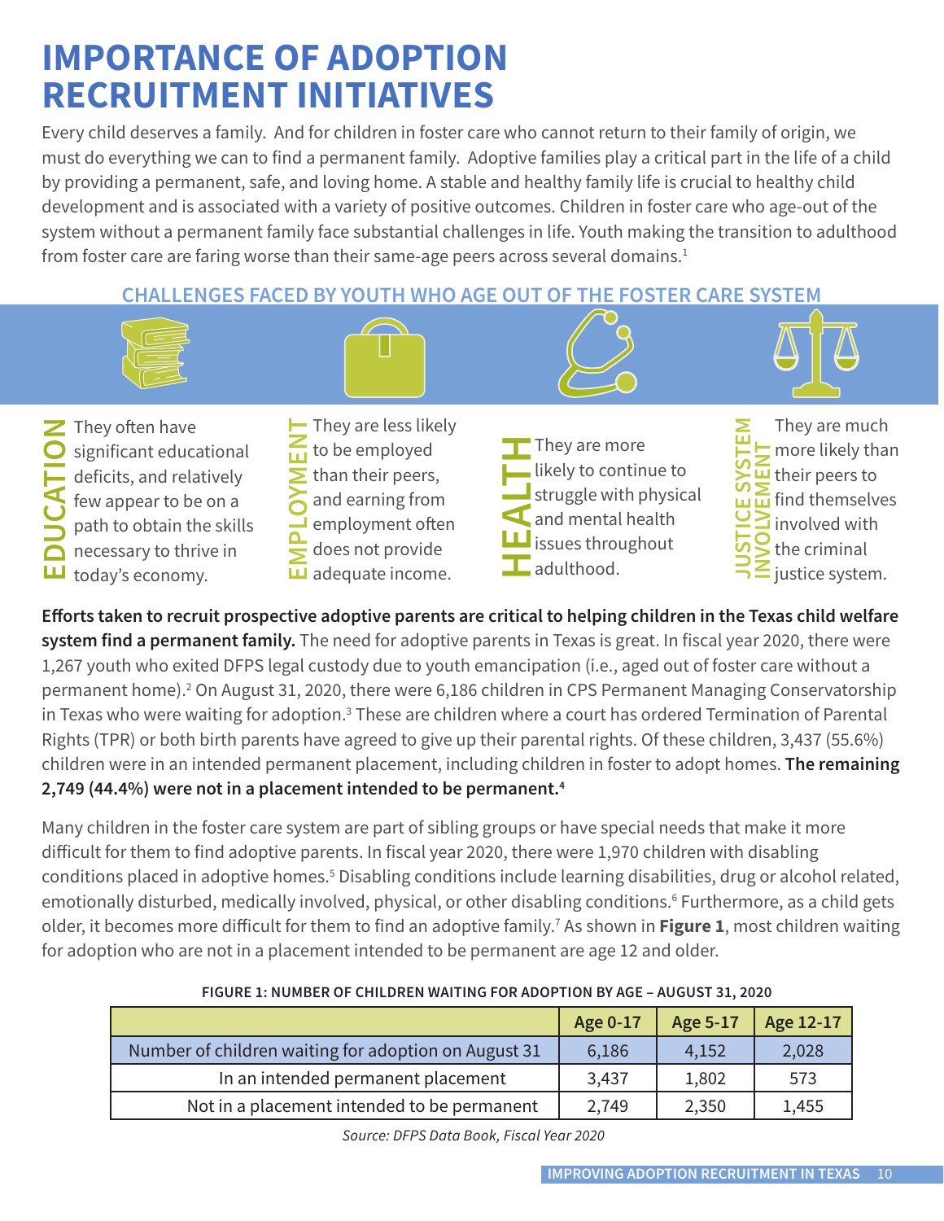# IMPORTANCE OF ADOPTION RECRUITMENT INITIATIVES

Every child deserves a family. And for children in foster care who cannot return to their family of origin, we must do everything we can to find a permanent family. Adoptive families play a critical part in the life of a child by providing a permanent, safe, and loving home. A stable and healthy family life is crucial to healthy child development and is associated with a variety of positive outcomes. Children in foster care who age-out of the system without a permanent family face substantial challenges in life. Youth making the transition to adulthood from foster care are faring worse than their same-age peers across several domains.[1]

## CHALLENGES FACED BY YOUTH WHO AGE OUT OF THE FOSTER CARE SYSTEM

**EDUCATION**: They often have significant educational deficits, and relatively few appear to be on a path to obtain the skills necessary to thrive in today's economy.

**EMPLOYMENT**: They are less likely to be employed than their peers, and earning from employment often does not provide adequate income.

**HEALTH**: They are more likely to continue to struggle with physical and mental health issues throughout adulthood.

**JUSTICE SYSTEM INVOLVEMENT**: They are much more likely than their peers to find themselves involved with the criminal justice system.

**Efforts taken to recruit prospective adoptive parents are critical to helping children in the Texas child welfare system find a permanent family.** The need for adoptive parents in Texas is great. In fiscal year 2020, there were 1,267 youth who exited DFPS legal custody due to youth emancipation (i.e., aged out of foster care without a permanent home).[2] On August 31, 2020, there were 6,186 children in CPS Permanent Managing Conservatorship in Texas who were waiting for adoption.[3] These are children where a court has ordered Termination of Parental Rights (TPR) or both birth parents have agreed to give up their parental rights. Of these children, 3,437 (55.6%) children were in an intended permanent placement, including children in foster to adopt homes. **The remaining 2,749 (44.4%) were not in a placement intended to be permanent.[4]**

Many children in the foster care system are part of sibling groups or have special needs that make it more difficult for them to find adoptive parents. In fiscal year 2020, there were 1,970 children with disabling conditions placed in adoptive homes.[5] Disabling conditions include learning disabilities, drug or alcohol related, emotionally disturbed, medically involved, physical, or other disabling conditions.[6] Furthermore, as a child gets older, it becomes more difficult for them to find an adoptive family.[7] As shown in **Figure 1**, most children waiting for adoption who are not in a placement intended to be permanent are age 12 and older.

**FIGURE 1: NUMBER OF CHILDREN WAITING FOR ADOPTION BY AGE – AUGUST 31, 2020**

| | Age 0-17 | Age 5-17 | Age 12-17 |
|---|---|---|---|
| Number of children waiting for adoption on August 31 | 6,186 | 4,152 | 2,028 |
| In an intended permanent placement | 3,437 | 1,802 | 573 |
| Not in a placement intended to be permanent | 2,749 | 2,350 | 1,455 |

*Source: DFPS Data Book, Fiscal Year 2020*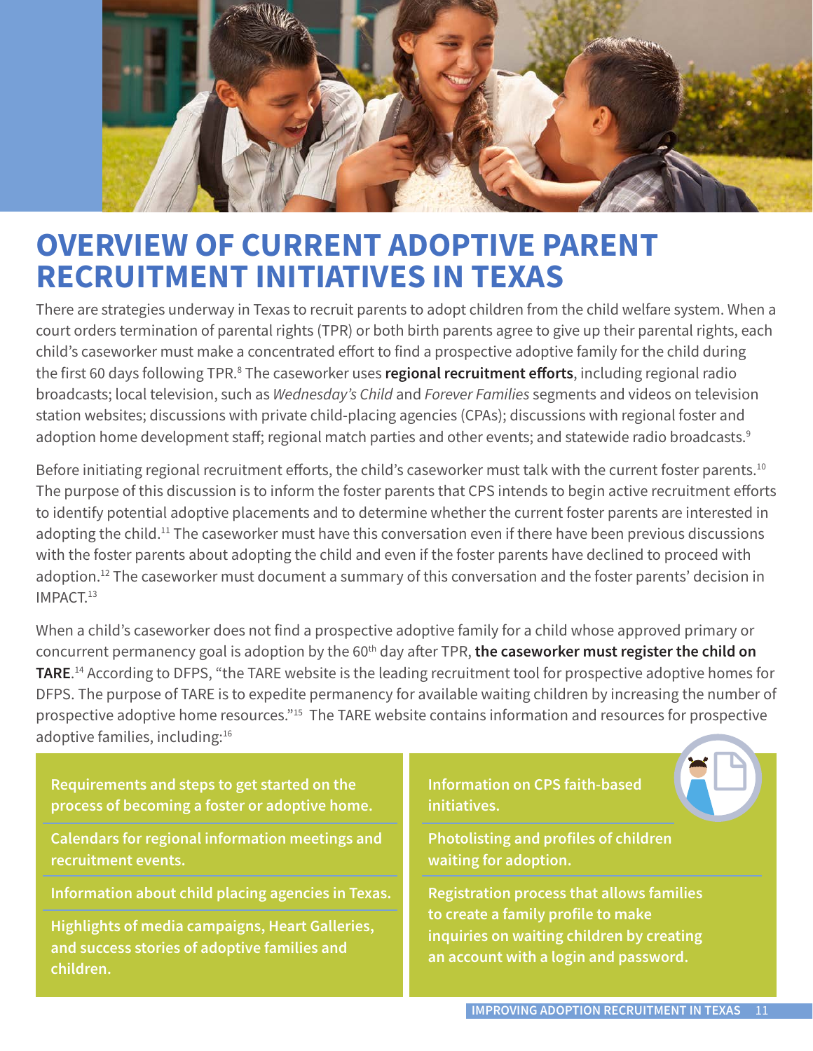# OVERVIEW OF CURRENT ADOPTIVE PARENT RECRUITMENT INITIATIVES IN TEXAS

There are strategies underway in Texas to recruit parents to adopt children from the child welfare system. When a court orders termination of parental rights (TPR) or both birth parents agree to give up their parental rights, each child's caseworker must make a concentrated effort to find a prospective adoptive family for the child during the first 60 days following TPR.[8] The caseworker uses **regional recruitment efforts**, including regional radio broadcasts; local television, such as *Wednesday's Child* and *Forever Families* segments and videos on television station websites; discussions with private child-placing agencies (CPAs); discussions with regional foster and adoption home development staff; regional match parties and other events; and statewide radio broadcasts.[9]

Before initiating regional recruitment efforts, the child's caseworker must talk with the current foster parents.[10] The purpose of this discussion is to inform the foster parents that CPS intends to begin active recruitment efforts to identify potential adoptive placements and to determine whether the current foster parents are interested in adopting the child.[11] The caseworker must have this conversation even if there have been previous discussions with the foster parents about adopting the child and even if the foster parents have declined to proceed with adoption.[12] The caseworker must document a summary of this conversation and the foster parents' decision in IMPACT.[13]

When a child's caseworker does not find a prospective adoptive family for a child whose approved primary or concurrent permanency goal is adoption by the 60th day after TPR, **the caseworker must register the child on TARE**.[14] According to DFPS, "the TARE website is the leading recruitment tool for prospective adoptive homes for DFPS. The purpose of TARE is to expedite permanency for available waiting children by increasing the number of prospective adoptive home resources."[15] The TARE website contains information and resources for prospective adoptive families, including:[16]

- **Requirements and steps to get started on the process of becoming a foster or adoptive home.**
- **Calendars for regional information meetings and recruitment events.**
- **Information about child placing agencies in Texas.**
- **Highlights of media campaigns, Heart Galleries, and success stories of adoptive families and children.**
- **Information on CPS faith-based initiatives.**
- **Photolisting and profiles of children waiting for adoption.**
- **Registration process that allows families to create a family profile to make inquiries on waiting children by creating an account with a login and password.**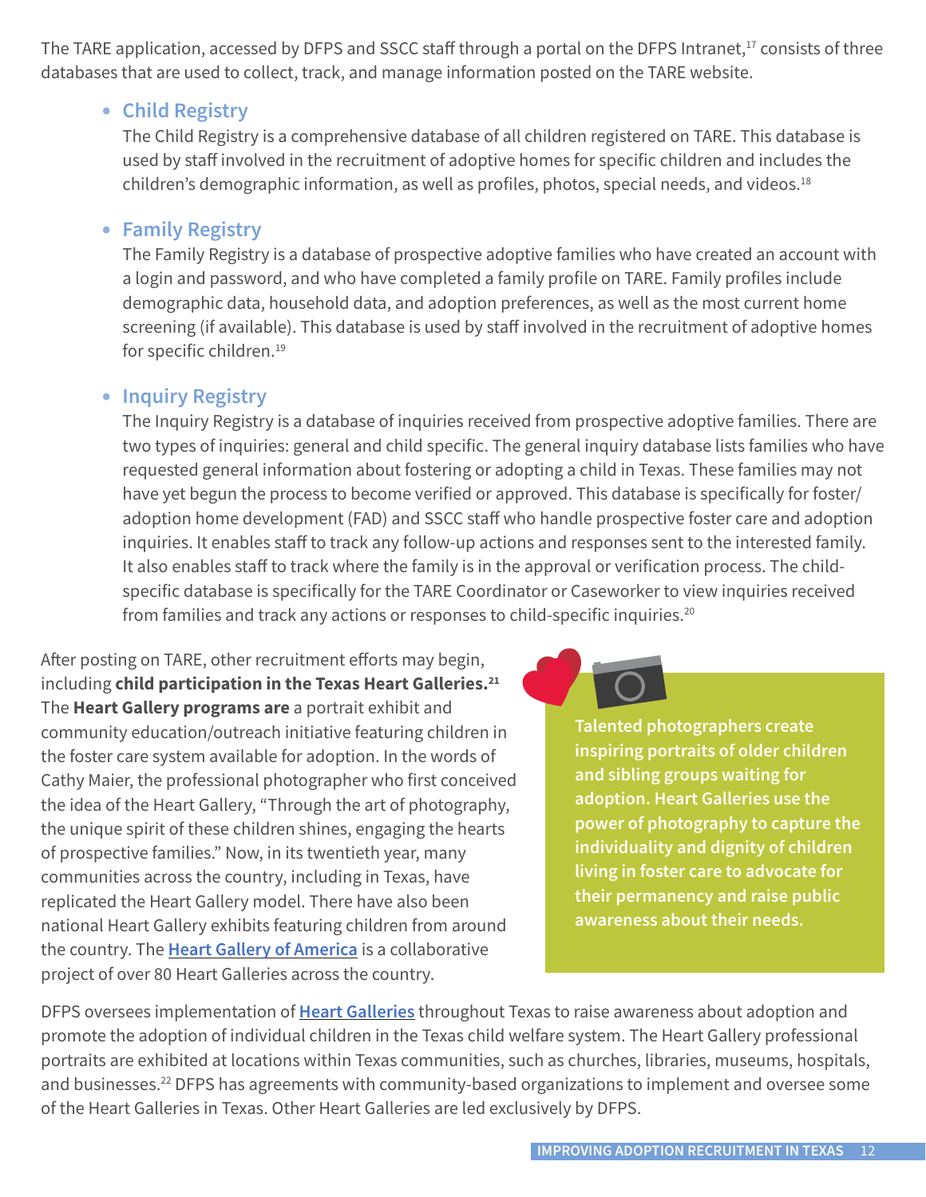The TARE application, accessed by DFPS and SSCC staff through a portal on the DFPS Intranet,[17] consists of three databases that are used to collect, track, and manage information posted on the TARE website.

- **Child Registry**
  The Child Registry is a comprehensive database of all children registered on TARE. This database is used by staff involved in the recruitment of adoptive homes for specific children and includes the children's demographic information, as well as profiles, photos, special needs, and videos.[18]

- **Family Registry**
  The Family Registry is a database of prospective adoptive families who have created an account with a login and password, and who have completed a family profile on TARE. Family profiles include demographic data, household data, and adoption preferences, as well as the most current home screening (if available). This database is used by staff involved in the recruitment of adoptive homes for specific children.[19]

- **Inquiry Registry**
  The Inquiry Registry is a database of inquiries received from prospective adoptive families. There are two types of inquiries: general and child specific. The general inquiry database lists families who have requested general information about fostering or adopting a child in Texas. These families may not have yet begun the process to become verified or approved. This database is specifically for foster/adoption home development (FAD) and SSCC staff who handle prospective foster care and adoption inquiries. It enables staff to track any follow-up actions and responses sent to the interested family. It also enables staff to track where the family is in the approval or verification process. The child-specific database is specifically for the TARE Coordinator or Caseworker to view inquiries received from families and track any actions or responses to child-specific inquiries.[20]

After posting on TARE, other recruitment efforts may begin, including **child participation in the Texas Heart Galleries.[21]** The **Heart Gallery programs are** a portrait exhibit and community education/outreach initiative featuring children in the foster care system available for adoption. In the words of Cathy Maier, the professional photographer who first conceived the idea of the Heart Gallery, "Through the art of photography, the unique spirit of these children shines, engaging the hearts of prospective families." Now, in its twentieth year, many communities across the country, including in Texas, have replicated the Heart Gallery model. There have also been national Heart Gallery exhibits featuring children from around the country. The **Heart Gallery of America** is a collaborative project of over 80 Heart Galleries across the country.

**Talented photographers create inspiring portraits of older children and sibling groups waiting for adoption. Heart Galleries use the power of photography to capture the individuality and dignity of children living in foster care to advocate for their permanency and raise public awareness about their needs.**

DFPS oversees implementation of **Heart Galleries** throughout Texas to raise awareness about adoption and promote the adoption of individual children in the Texas child welfare system. The Heart Gallery professional portraits are exhibited at locations within Texas communities, such as churches, libraries, museums, hospitals, and businesses.[22] DFPS has agreements with community-based organizations to implement and oversee some of the Heart Galleries in Texas. Other Heart Galleries are led exclusively by DFPS.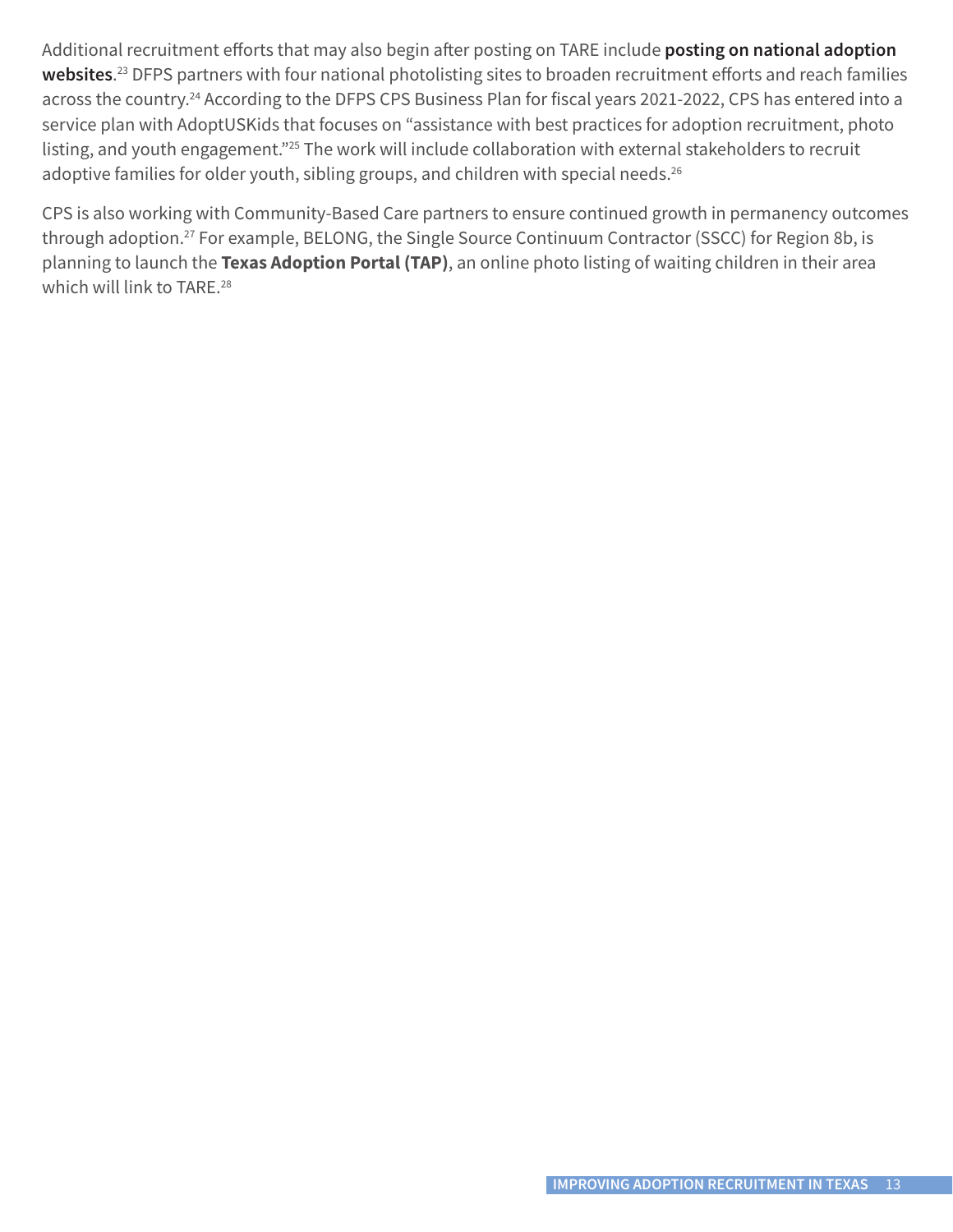Additional recruitment efforts that may also begin after posting on TARE include **posting on national adoption websites**.[23] DFPS partners with four national photolisting sites to broaden recruitment efforts and reach families across the country.[24] According to the DFPS CPS Business Plan for fiscal years 2021-2022, CPS has entered into a service plan with AdoptUSKids that focuses on "assistance with best practices for adoption recruitment, photo listing, and youth engagement."[25] The work will include collaboration with external stakeholders to recruit adoptive families for older youth, sibling groups, and children with special needs.[26]

CPS is also working with Community-Based Care partners to ensure continued growth in permanency outcomes through adoption.[27] For example, BELONG, the Single Source Continuum Contractor (SSCC) for Region 8b, is planning to launch the **Texas Adoption Portal (TAP)**, an online photo listing of waiting children in their area which will link to TARE.[28]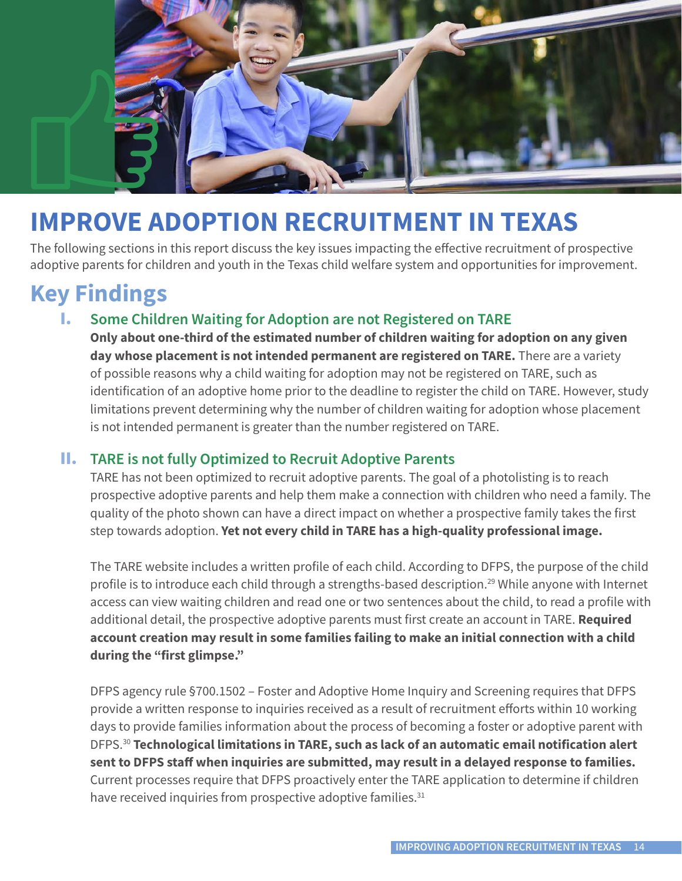# IMPROVE ADOPTION RECRUITMENT IN TEXAS

The following sections in this report discuss the key issues impacting the effective recruitment of prospective adoptive parents for children and youth in the Texas child welfare system and opportunities for improvement.

## Key Findings

### I. Some Children Waiting for Adoption are not Registered on TARE

**Only about one-third of the estimated number of children waiting for adoption on any given day whose placement is not intended permanent are registered on TARE.** There are a variety of possible reasons why a child waiting for adoption may not be registered on TARE, such as identification of an adoptive home prior to the deadline to register the child on TARE. However, study limitations prevent determining why the number of children waiting for adoption whose placement is not intended permanent is greater than the number registered on TARE.

### II. TARE is not fully Optimized to Recruit Adoptive Parents

TARE has not been optimized to recruit adoptive parents. The goal of a photolisting is to reach prospective adoptive parents and help them make a connection with children who need a family. The quality of the photo shown can have a direct impact on whether a prospective family takes the first step towards adoption. **Yet not every child in TARE has a high-quality professional image.**

The TARE website includes a written profile of each child. According to DFPS, the purpose of the child profile is to introduce each child through a strengths-based description.[29] While anyone with Internet access can view waiting children and read one or two sentences about the child, to read a profile with additional detail, the prospective adoptive parents must first create an account in TARE. **Required account creation may result in some families failing to make an initial connection with a child during the "first glimpse."**

DFPS agency rule §700.1502 – Foster and Adoptive Home Inquiry and Screening requires that DFPS provide a written response to inquiries received as a result of recruitment efforts within 10 working days to provide families information about the process of becoming a foster or adoptive parent with DFPS.[30] **Technological limitations in TARE, such as lack of an automatic email notification alert sent to DFPS staff when inquiries are submitted, may result in a delayed response to families.** Current processes require that DFPS proactively enter the TARE application to determine if children have received inquiries from prospective adoptive families.[31]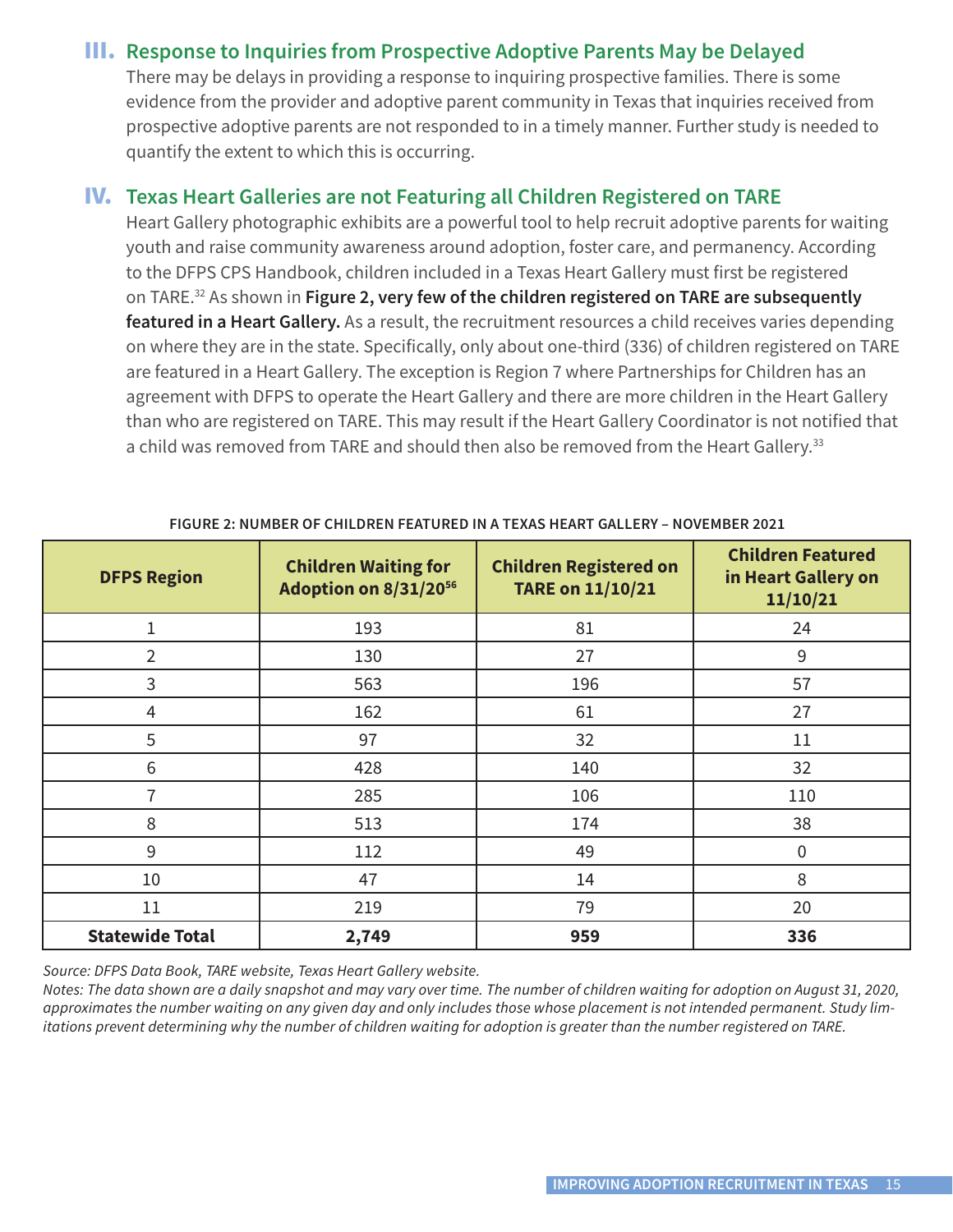## III. Response to Inquiries from Prospective Adoptive Parents May be Delayed

There may be delays in providing a response to inquiring prospective families. There is some evidence from the provider and adoptive parent community in Texas that inquiries received from prospective adoptive parents are not responded to in a timely manner. Further study is needed to quantify the extent to which this is occurring.

## IV. Texas Heart Galleries are not Featuring all Children Registered on TARE

Heart Gallery photographic exhibits are a powerful tool to help recruit adoptive parents for waiting youth and raise community awareness around adoption, foster care, and permanency. According to the DFPS CPS Handbook, children included in a Texas Heart Gallery must first be registered on TARE.[32] As shown in **Figure 2, very few of the children registered on TARE are subsequently featured in a Heart Gallery.** As a result, the recruitment resources a child receives varies depending on where they are in the state. Specifically, only about one-third (336) of children registered on TARE are featured in a Heart Gallery. The exception is Region 7 where Partnerships for Children has an agreement with DFPS to operate the Heart Gallery and there are more children in the Heart Gallery than who are registered on TARE. This may result if the Heart Gallery Coordinator is not notified that a child was removed from TARE and should then also be removed from the Heart Gallery.[33]

**FIGURE 2: NUMBER OF CHILDREN FEATURED IN A TEXAS HEART GALLERY – NOVEMBER 2021**

| DFPS Region | Children Waiting for Adoption on 8/31/20[56] | Children Registered on TARE on 11/10/21 | Children Featured in Heart Gallery on 11/10/21 |
|---|---|---|---|
| 1 | 193 | 81 | 24 |
| 2 | 130 | 27 | 9 |
| 3 | 563 | 196 | 57 |
| 4 | 162 | 61 | 27 |
| 5 | 97 | 32 | 11 |
| 6 | 428 | 140 | 32 |
| 7 | 285 | 106 | 110 |
| 8 | 513 | 174 | 38 |
| 9 | 112 | 49 | 0 |
| 10 | 47 | 14 | 8 |
| 11 | 219 | 79 | 20 |
| **Statewide Total** | **2,749** | **959** | **336** |

*Source: DFPS Data Book, TARE website, Texas Heart Gallery website.*
*Notes: The data shown are a daily snapshot and may vary over time. The number of children waiting for adoption on August 31, 2020, approximates the number waiting on any given day and only includes those whose placement is not intended permanent. Study limitations prevent determining why the number of children waiting for adoption is greater than the number registered on TARE.*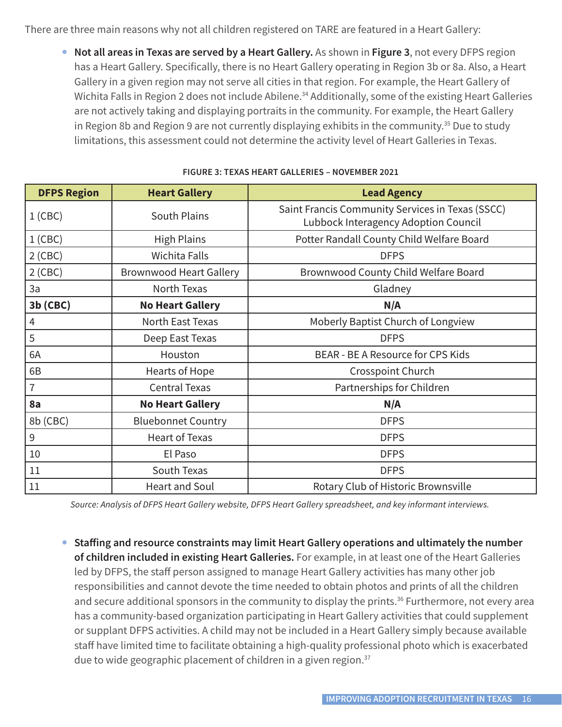There are three main reasons why not all children registered on TARE are featured in a Heart Gallery:

- **Not all areas in Texas are served by a Heart Gallery.** As shown in **Figure 3**, not every DFPS region has a Heart Gallery. Specifically, there is no Heart Gallery operating in Region 3b or 8a. Also, a Heart Gallery in a given region may not serve all cities in that region. For example, the Heart Gallery of Wichita Falls in Region 2 does not include Abilene.[34] Additionally, some of the existing Heart Galleries are not actively taking and displaying portraits in the community. For example, the Heart Gallery in Region 8b and Region 9 are not currently displaying exhibits in the community.[35] Due to study limitations, this assessment could not determine the activity level of Heart Galleries in Texas.

**FIGURE 3: TEXAS HEART GALLERIES – NOVEMBER 2021**

| DFPS Region | Heart Gallery | Lead Agency |
|---|---|---|
| 1 (CBC) | South Plains | Saint Francis Community Services in Texas (SSCC) Lubbock Interagency Adoption Council |
| 1 (CBC) | High Plains | Potter Randall County Child Welfare Board |
| 2 (CBC) | Wichita Falls | DFPS |
| 2 (CBC) | Brownwood Heart Gallery | Brownwood County Child Welfare Board |
| 3a | North Texas | Gladney |
| **3b (CBC)** | **No Heart Gallery** | **N/A** |
| 4 | North East Texas | Moberly Baptist Church of Longview |
| 5 | Deep East Texas | DFPS |
| 6A | Houston | BEAR - BE A Resource for CPS Kids |
| 6B | Hearts of Hope | Crosspoint Church |
| 7 | Central Texas | Partnerships for Children |
| **8a** | **No Heart Gallery** | **N/A** |
| 8b (CBC) | Bluebonnet Country | DFPS |
| 9 | Heart of Texas | DFPS |
| 10 | El Paso | DFPS |
| 11 | South Texas | DFPS |
| 11 | Heart and Soul | Rotary Club of Historic Brownsville |

*Source: Analysis of DFPS Heart Gallery website, DFPS Heart Gallery spreadsheet, and key informant interviews.*

- **Staffing and resource constraints may limit Heart Gallery operations and ultimately the number of children included in existing Heart Galleries.** For example, in at least one of the Heart Galleries led by DFPS, the staff person assigned to manage Heart Gallery activities has many other job responsibilities and cannot devote the time needed to obtain photos and prints of all the children and secure additional sponsors in the community to display the prints.[36] Furthermore, not every area has a community-based organization participating in Heart Gallery activities that could supplement or supplant DFPS activities. A child may not be included in a Heart Gallery simply because available staff have limited time to facilitate obtaining a high-quality professional photo which is exacerbated due to wide geographic placement of children in a given region.[37]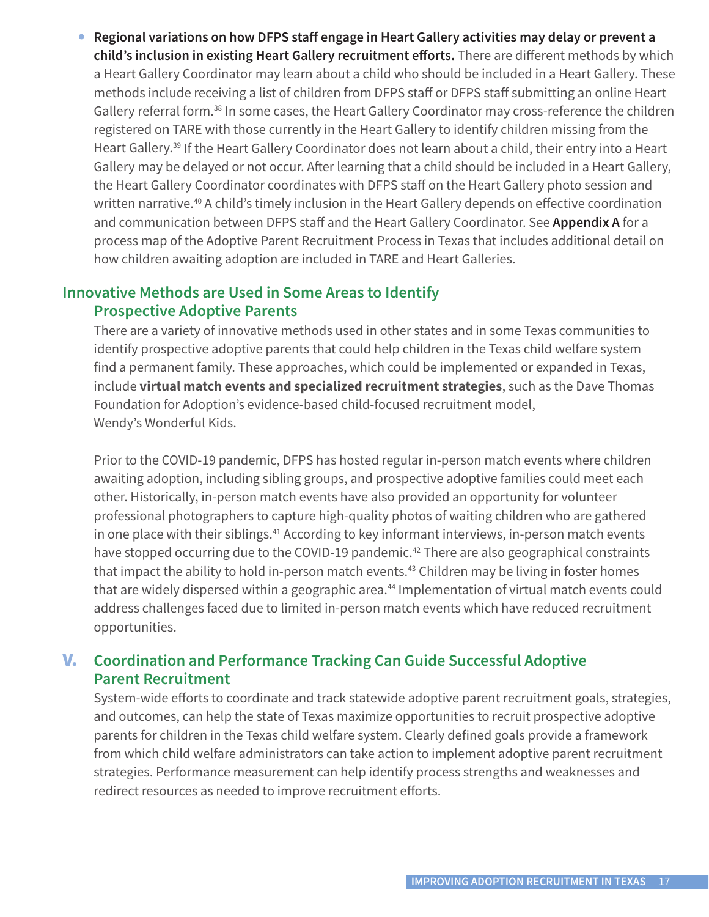- **Regional variations on how DFPS staff engage in Heart Gallery activities may delay or prevent a child's inclusion in existing Heart Gallery recruitment efforts.** There are different methods by which a Heart Gallery Coordinator may learn about a child who should be included in a Heart Gallery. These methods include receiving a list of children from DFPS staff or DFPS staff submitting an online Heart Gallery referral form.[38] In some cases, the Heart Gallery Coordinator may cross-reference the children registered on TARE with those currently in the Heart Gallery to identify children missing from the Heart Gallery.[39] If the Heart Gallery Coordinator does not learn about a child, their entry into a Heart Gallery may be delayed or not occur. After learning that a child should be included in a Heart Gallery, the Heart Gallery Coordinator coordinates with DFPS staff on the Heart Gallery photo session and written narrative.[40] A child's timely inclusion in the Heart Gallery depends on effective coordination and communication between DFPS staff and the Heart Gallery Coordinator. See **Appendix A** for a process map of the Adoptive Parent Recruitment Process in Texas that includes additional detail on how children awaiting adoption are included in TARE and Heart Galleries.

### Innovative Methods are Used in Some Areas to Identify Prospective Adoptive Parents

There are a variety of innovative methods used in other states and in some Texas communities to identify prospective adoptive parents that could help children in the Texas child welfare system find a permanent family. These approaches, which could be implemented or expanded in Texas, include **virtual match events and specialized recruitment strategies**, such as the Dave Thomas Foundation for Adoption's evidence-based child-focused recruitment model, Wendy's Wonderful Kids.

Prior to the COVID-19 pandemic, DFPS has hosted regular in-person match events where children awaiting adoption, including sibling groups, and prospective adoptive families could meet each other. Historically, in-person match events have also provided an opportunity for volunteer professional photographers to capture high-quality photos of waiting children who are gathered in one place with their siblings.[41] According to key informant interviews, in-person match events have stopped occurring due to the COVID-19 pandemic.[42] There are also geographical constraints that impact the ability to hold in-person match events.[43] Children may be living in foster homes that are widely dispersed within a geographic area.[44] Implementation of virtual match events could address challenges faced due to limited in-person match events which have reduced recruitment opportunities.

## V. Coordination and Performance Tracking Can Guide Successful Adoptive Parent Recruitment

System-wide efforts to coordinate and track statewide adoptive parent recruitment goals, strategies, and outcomes, can help the state of Texas maximize opportunities to recruit prospective adoptive parents for children in the Texas child welfare system. Clearly defined goals provide a framework from which child welfare administrators can take action to implement adoptive parent recruitment strategies. Performance measurement can help identify process strengths and weaknesses and redirect resources as needed to improve recruitment efforts.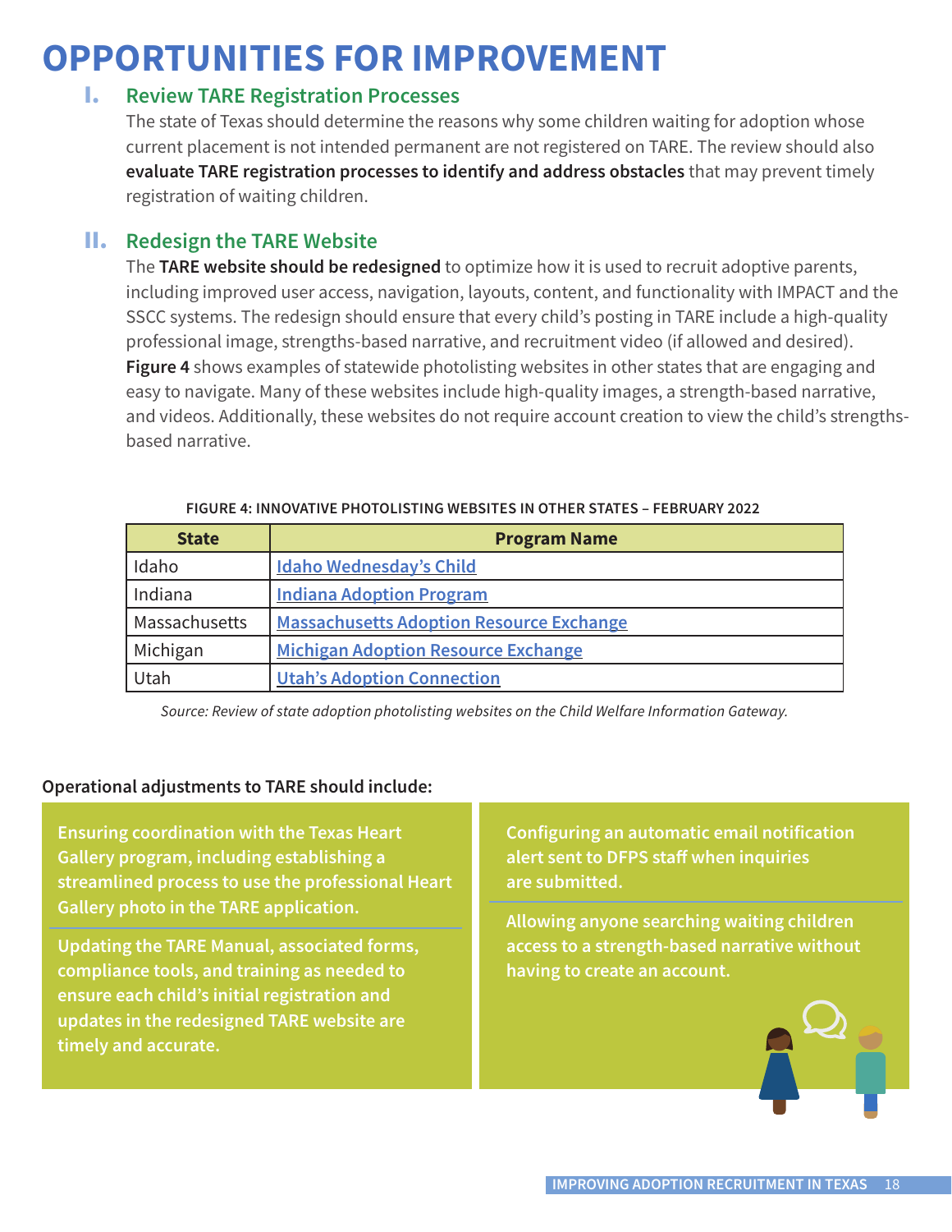# OPPORTUNITIES FOR IMPROVEMENT

## I. Review TARE Registration Processes

The state of Texas should determine the reasons why some children waiting for adoption whose current placement is not intended permanent are not registered on TARE. The review should also **evaluate TARE registration processes to identify and address obstacles** that may prevent timely registration of waiting children.

## II. Redesign the TARE Website

The **TARE website should be redesigned** to optimize how it is used to recruit adoptive parents, including improved user access, navigation, layouts, content, and functionality with IMPACT and the SSCC systems. The redesign should ensure that every child's posting in TARE include a high-quality professional image, strengths-based narrative, and recruitment video (if allowed and desired). **Figure 4** shows examples of statewide photolisting websites in other states that are engaging and easy to navigate. Many of these websites include high-quality images, a strength-based narrative, and videos. Additionally, these websites do not require account creation to view the child's strengths-based narrative.

**FIGURE 4: INNOVATIVE PHOTOLISTING WEBSITES IN OTHER STATES – FEBRUARY 2022**

| State | Program Name |
|---|---|
| Idaho | Idaho Wednesday's Child |
| Indiana | Indiana Adoption Program |
| Massachusetts | Massachusetts Adoption Resource Exchange |
| Michigan | Michigan Adoption Resource Exchange |
| Utah | Utah's Adoption Connection |

*Source: Review of state adoption photolisting websites on the Child Welfare Information Gateway.*

**Operational adjustments to TARE should include:**

- Ensuring coordination with the Texas Heart Gallery program, including establishing a streamlined process to use the professional Heart Gallery photo in the TARE application.
- Updating the TARE Manual, associated forms, compliance tools, and training as needed to ensure each child's initial registration and updates in the redesigned TARE website are timely and accurate.
- Configuring an automatic email notification alert sent to DFPS staff when inquiries are submitted.
- Allowing anyone searching waiting children access to a strength-based narrative without having to create an account.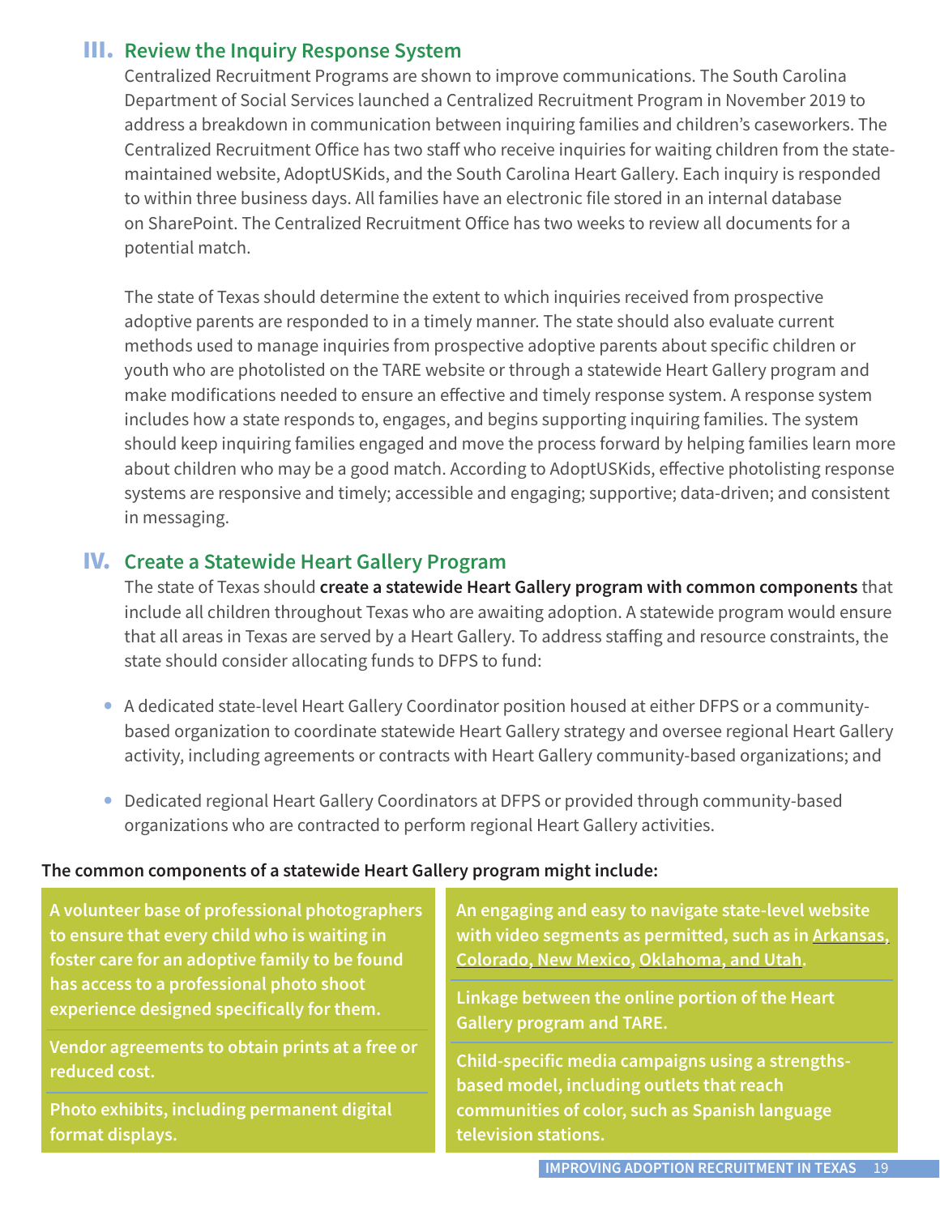## III. Review the Inquiry Response System

Centralized Recruitment Programs are shown to improve communications. The South Carolina Department of Social Services launched a Centralized Recruitment Program in November 2019 to address a breakdown in communication between inquiring families and children's caseworkers. The Centralized Recruitment Office has two staff who receive inquiries for waiting children from the state-maintained website, AdoptUSKids, and the South Carolina Heart Gallery. Each inquiry is responded to within three business days. All families have an electronic file stored in an internal database on SharePoint. The Centralized Recruitment Office has two weeks to review all documents for a potential match.

The state of Texas should determine the extent to which inquiries received from prospective adoptive parents are responded to in a timely manner. The state should also evaluate current methods used to manage inquiries from prospective adoptive parents about specific children or youth who are photolisted on the TARE website or through a statewide Heart Gallery program and make modifications needed to ensure an effective and timely response system. A response system includes how a state responds to, engages, and begins supporting inquiring families. The system should keep inquiring families engaged and move the process forward by helping families learn more about children who may be a good match. According to AdoptUSKids, effective photolisting response systems are responsive and timely; accessible and engaging; supportive; data-driven; and consistent in messaging.

## IV. Create a Statewide Heart Gallery Program

The state of Texas should **create a statewide Heart Gallery program with common components** that include all children throughout Texas who are awaiting adoption. A statewide program would ensure that all areas in Texas are served by a Heart Gallery. To address staffing and resource constraints, the state should consider allocating funds to DFPS to fund:

- A dedicated state-level Heart Gallery Coordinator position housed at either DFPS or a community-based organization to coordinate statewide Heart Gallery strategy and oversee regional Heart Gallery activity, including agreements or contracts with Heart Gallery community-based organizations; and
- Dedicated regional Heart Gallery Coordinators at DFPS or provided through community-based organizations who are contracted to perform regional Heart Gallery activities.

**The common components of a statewide Heart Gallery program might include:**

- **A volunteer base of professional photographers to ensure that every child who is waiting in foster care for an adoptive family to be found has access to a professional photo shoot experience designed specifically for them.**
- **Vendor agreements to obtain prints at a free or reduced cost.**
- **Photo exhibits, including permanent digital format displays.**
- **An engaging and easy to navigate state-level website with video segments as permitted, such as in Arkansas, Colorado, New Mexico, Oklahoma, and Utah.**
- **Linkage between the online portion of the Heart Gallery program and TARE.**
- **Child-specific media campaigns using a strengths-based model, including outlets that reach communities of color, such as Spanish language television stations.**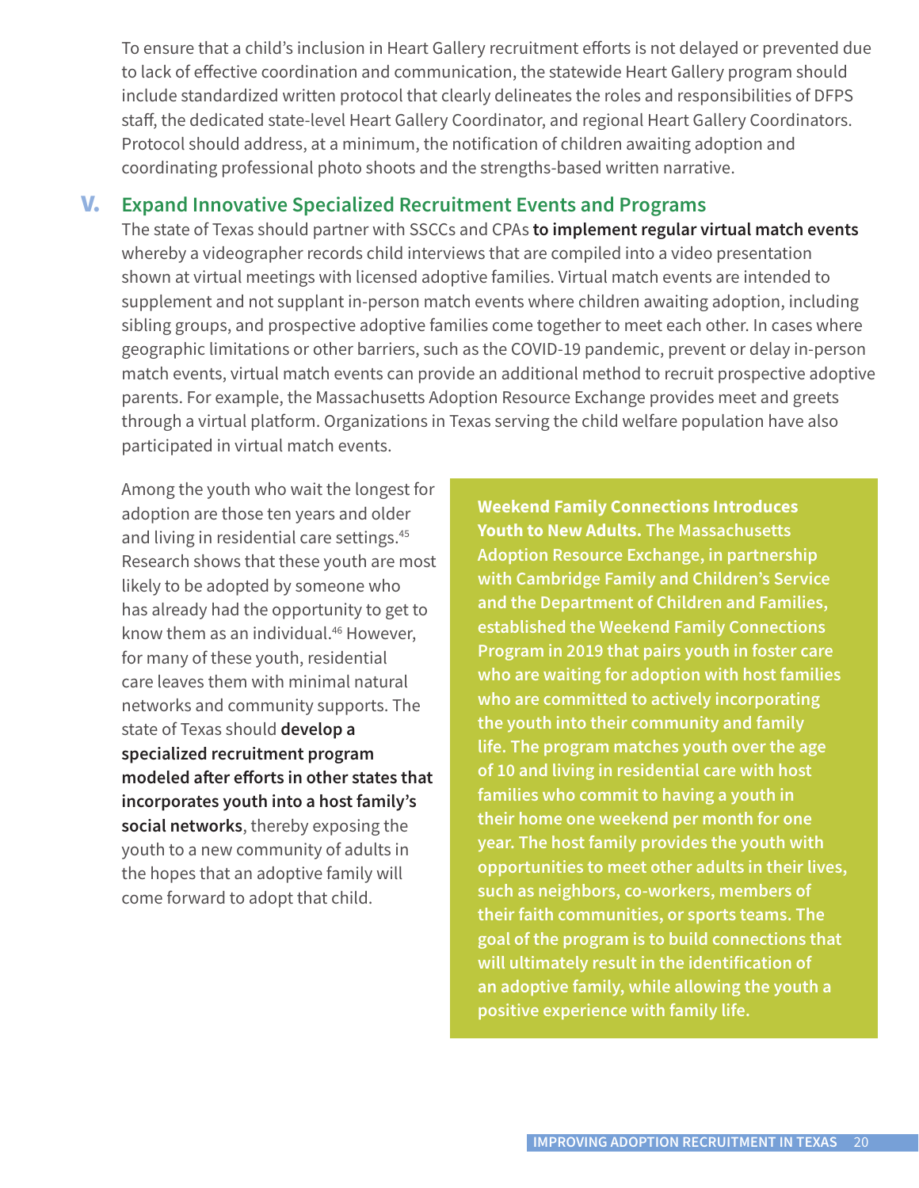To ensure that a child's inclusion in Heart Gallery recruitment efforts is not delayed or prevented due to lack of effective coordination and communication, the statewide Heart Gallery program should include standardized written protocol that clearly delineates the roles and responsibilities of DFPS staff, the dedicated state-level Heart Gallery Coordinator, and regional Heart Gallery Coordinators. Protocol should address, at a minimum, the notification of children awaiting adoption and coordinating professional photo shoots and the strengths-based written narrative.

## V. Expand Innovative Specialized Recruitment Events and Programs

The state of Texas should partner with SSCCs and CPAs **to implement regular virtual match events** whereby a videographer records child interviews that are compiled into a video presentation shown at virtual meetings with licensed adoptive families. Virtual match events are intended to supplement and not supplant in-person match events where children awaiting adoption, including sibling groups, and prospective adoptive families come together to meet each other. In cases where geographic limitations or other barriers, such as the COVID-19 pandemic, prevent or delay in-person match events, virtual match events can provide an additional method to recruit prospective adoptive parents. For example, the Massachusetts Adoption Resource Exchange provides meet and greets through a virtual platform. Organizations in Texas serving the child welfare population have also participated in virtual match events.

Among the youth who wait the longest for adoption are those ten years and older and living in residential care settings.[45] Research shows that these youth are most likely to be adopted by someone who has already had the opportunity to get to know them as an individual.[46] However, for many of these youth, residential care leaves them with minimal natural networks and community supports. The state of Texas should **develop a specialized recruitment program modeled after efforts in other states that incorporates youth into a host family's social networks**, thereby exposing the youth to a new community of adults in the hopes that an adoptive family will come forward to adopt that child.

**Weekend Family Connections Introduces Youth to New Adults.** The Massachusetts Adoption Resource Exchange, in partnership with Cambridge Family and Children's Service and the Department of Children and Families, established the Weekend Family Connections Program in 2019 that pairs youth in foster care who are waiting for adoption with host families who are committed to actively incorporating the youth into their community and family life. The program matches youth over the age of 10 and living in residential care with host families who commit to having a youth in their home one weekend per month for one year. The host family provides the youth with opportunities to meet other adults in their lives, such as neighbors, co-workers, members of their faith communities, or sports teams. The goal of the program is to build connections that will ultimately result in the identification of an adoptive family, while allowing the youth a positive experience with family life.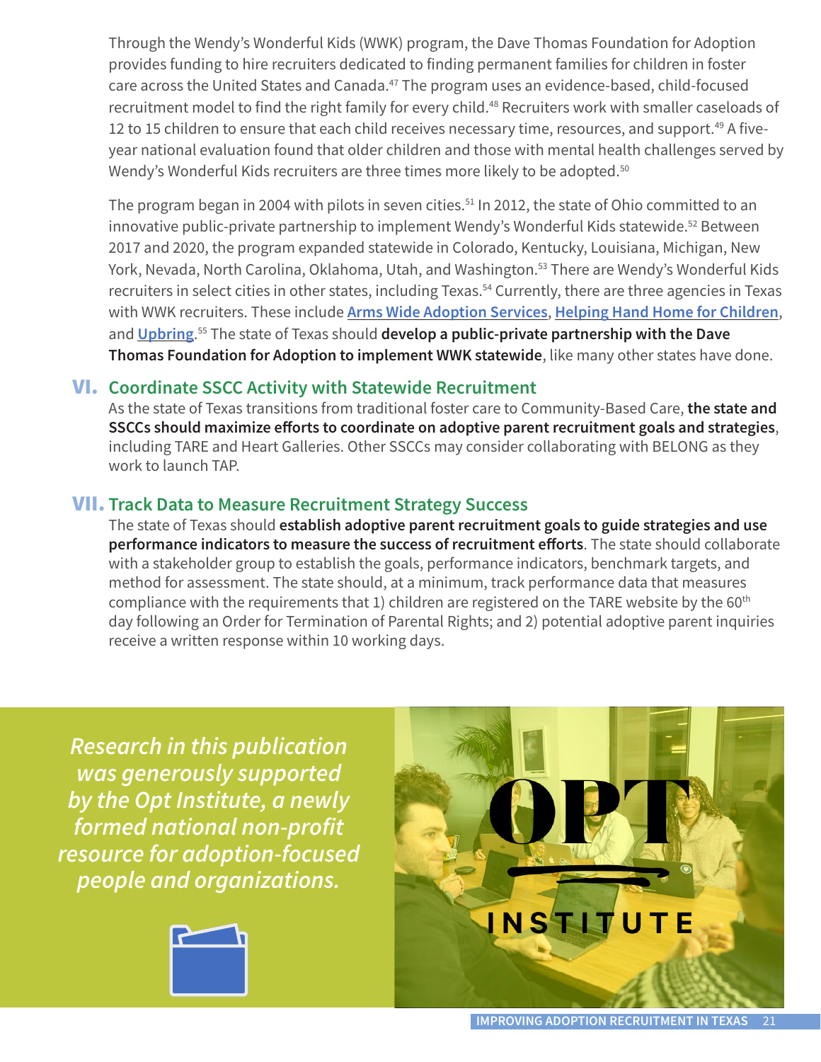Through the Wendy's Wonderful Kids (WWK) program, the Dave Thomas Foundation for Adoption provides funding to hire recruiters dedicated to finding permanent families for children in foster care across the United States and Canada.[47] The program uses an evidence-based, child-focused recruitment model to find the right family for every child.[48] Recruiters work with smaller caseloads of 12 to 15 children to ensure that each child receives necessary time, resources, and support.[49] A five-year national evaluation found that older children and those with mental health challenges served by Wendy's Wonderful Kids recruiters are three times more likely to be adopted.[50]

The program began in 2004 with pilots in seven cities.[51] In 2012, the state of Ohio committed to an innovative public-private partnership to implement Wendy's Wonderful Kids statewide.[52] Between 2017 and 2020, the program expanded statewide in Colorado, Kentucky, Louisiana, Michigan, New York, Nevada, North Carolina, Oklahoma, Utah, and Washington.[53] There are Wendy's Wonderful Kids recruiters in select cities in other states, including Texas.[54] Currently, there are three agencies in Texas with WWK recruiters. These include **Arms Wide Adoption Services**, **Helping Hand Home for Children**, and **Upbring**.[55] The state of Texas should **develop a public-private partnership with the Dave Thomas Foundation for Adoption to implement WWK statewide**, like many other states have done.

## VI. Coordinate SSCC Activity with Statewide Recruitment

As the state of Texas transitions from traditional foster care to Community-Based Care, **the state and SSCCs should maximize efforts to coordinate on adoptive parent recruitment goals and strategies**, including TARE and Heart Galleries. Other SSCCs may consider collaborating with BELONG as they work to launch TAP.

## VII. Track Data to Measure Recruitment Strategy Success

The state of Texas should **establish adoptive parent recruitment goals to guide strategies and use performance indicators to measure the success of recruitment efforts**. The state should collaborate with a stakeholder group to establish the goals, performance indicators, benchmark targets, and method for assessment. The state should, at a minimum, track performance data that measures compliance with the requirements that 1) children are registered on the TARE website by the 60th day following an Order for Termination of Parental Rights; and 2) potential adoptive parent inquiries receive a written response within 10 working days.

*Research in this publication was generously supported by the Opt Institute, a newly formed national non-profit resource for adoption-focused people and organizations.*

OPT INSTITUTE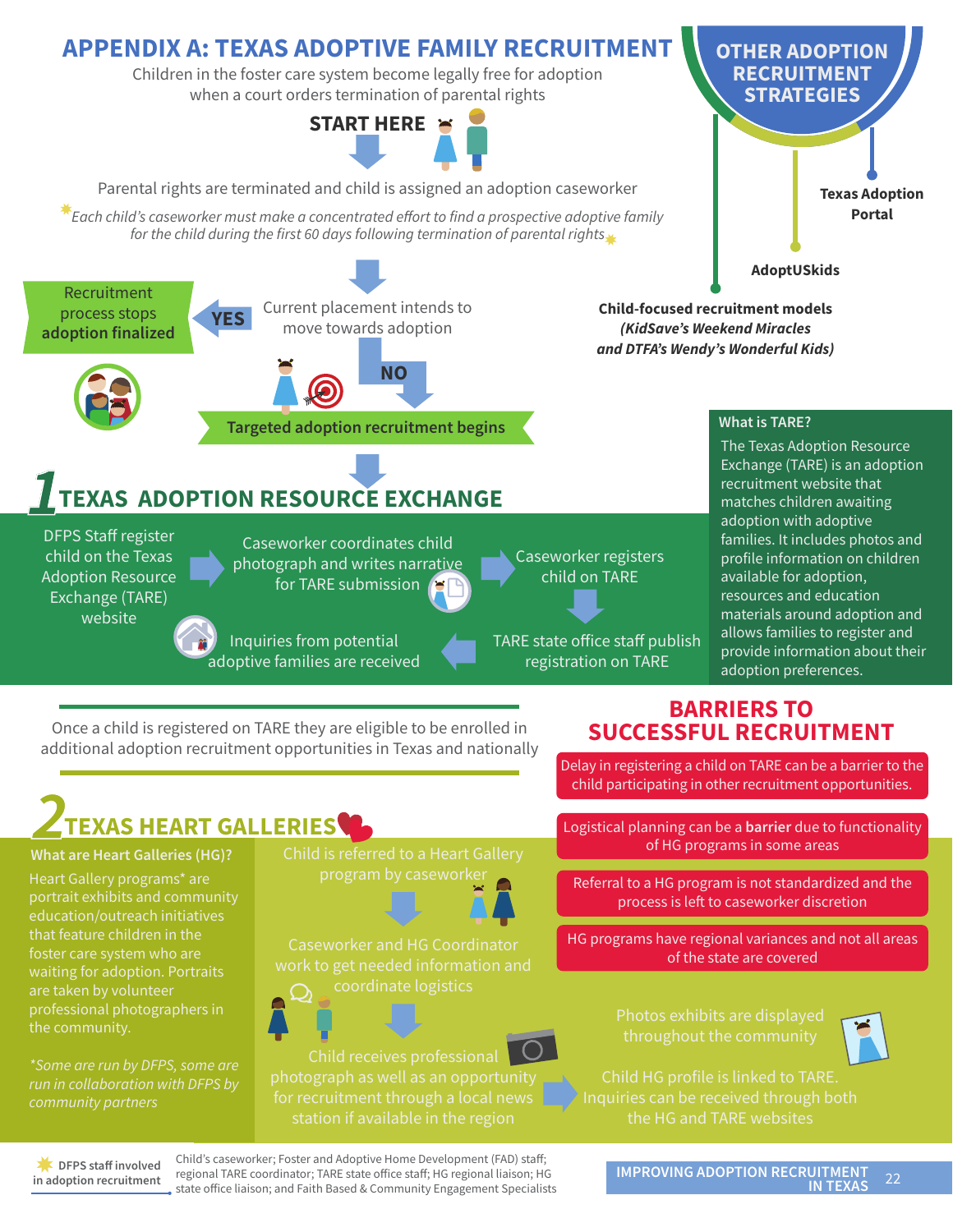# APPENDIX A: TEXAS ADOPTIVE FAMILY RECRUITMENT

Children in the foster care system become legally free for adoption when a court orders termination of parental rights

**START HERE**

Parental rights are terminated and child is assigned an adoption caseworker

*Each child's caseworker must make a concentrated effort to find a prospective adoptive family for the child during the first 60 days following termination of parental rights*

Current placement intends to move towards adoption

**YES** → Recruitment process stops **adoption finalized**

**NO** → **Targeted adoption recruitment begins**

## OTHER ADOPTION RECRUITMENT STRATEGIES

- **Texas Adoption Portal**
- **AdoptUSkids**
- **Child-focused recruitment models *(KidSave's Weekend Miracles and DTFA's Wendy's Wonderful Kids)***

## 1 TEXAS ADOPTION RESOURCE EXCHANGE

DFPS Staff register child on the Texas Adoption Resource Exchange (TARE) website → Caseworker coordinates child photograph and writes narrative for TARE submission → Caseworker registers child on TARE → TARE state office staff publish registration on TARE → Inquiries from potential adoptive families are received

### What is TARE?

The Texas Adoption Resource Exchange (TARE) is an adoption recruitment website that matches children awaiting adoption with adoptive families. It includes photos and profile information on children available for adoption, resources and education materials around adoption and allows families to register and provide information about their adoption preferences.

Once a child is registered on TARE they are eligible to be enrolled in additional adoption recruitment opportunities in Texas and nationally

## BARRIERS TO SUCCESSFUL RECRUITMENT

- Delay in registering a child on TARE can be a barrier to the child participating in other recruitment opportunities.
- Logistical planning can be a **barrier** due to functionality of HG programs in some areas
- Referral to a HG program is not standardized and the process is left to caseworker discretion
- HG programs have regional variances and not all areas of the state are covered

## 2 TEXAS HEART GALLERIES

### What are Heart Galleries (HG)?

Heart Gallery programs* are portrait exhibits and community education/outreach initiatives that feature children in the foster care system who are waiting for adoption. Portraits are taken by volunteer professional photographers in the community.

*\*Some are run by DFPS, some are run in collaboration with DFPS by community partners*

Child is referred to a Heart Gallery program by caseworker → Caseworker and HG Coordinator work to get needed information and coordinate logistics → Child receives professional photograph as well as an opportunity for recruitment through a local news station if available in the region → Child HG profile is linked to TARE. Inquiries can be received through both the HG and TARE websites

Photos exhibits are displayed throughout the community

**DFPS staff involved in adoption recruitment**: Child's caseworker; Foster and Adoptive Home Development (FAD) staff; regional TARE coordinator; TARE state office staff; HG regional liaison; HG state office liaison; and Faith Based & Community Engagement Specialists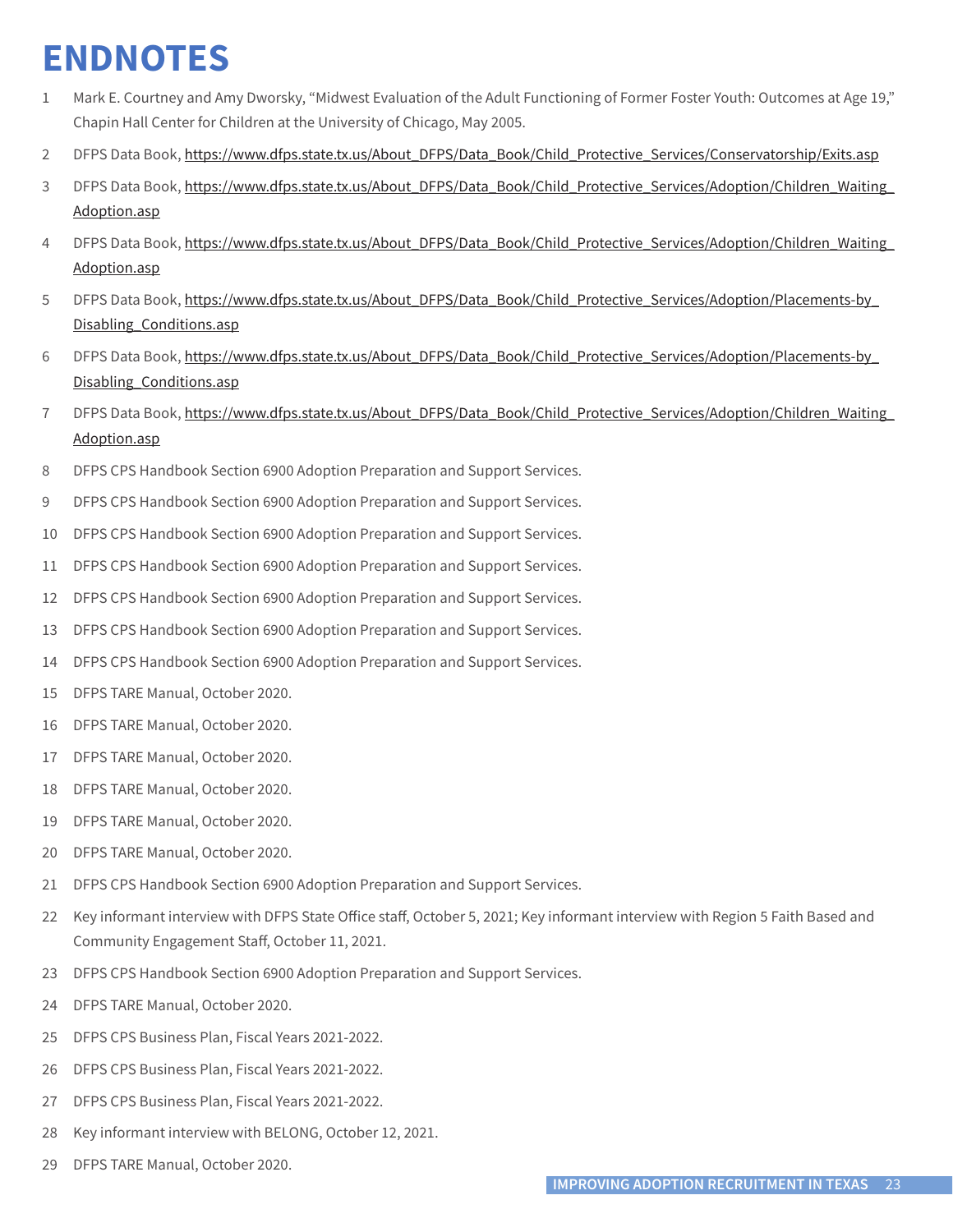# ENDNOTES

1. Mark E. Courtney and Amy Dworsky, "Midwest Evaluation of the Adult Functioning of Former Foster Youth: Outcomes at Age 19," Chapin Hall Center for Children at the University of Chicago, May 2005.
2. DFPS Data Book, https://www.dfps.state.tx.us/About_DFPS/Data_Book/Child_Protective_Services/Conservatorship/Exits.asp
3. DFPS Data Book, https://www.dfps.state.tx.us/About_DFPS/Data_Book/Child_Protective_Services/Adoption/Children_Waiting_Adoption.asp
4. DFPS Data Book, https://www.dfps.state.tx.us/About_DFPS/Data_Book/Child_Protective_Services/Adoption/Children_Waiting_Adoption.asp
5. DFPS Data Book, https://www.dfps.state.tx.us/About_DFPS/Data_Book/Child_Protective_Services/Adoption/Placements-by_Disabling_Conditions.asp
6. DFPS Data Book, https://www.dfps.state.tx.us/About_DFPS/Data_Book/Child_Protective_Services/Adoption/Placements-by_Disabling_Conditions.asp
7. DFPS Data Book, https://www.dfps.state.tx.us/About_DFPS/Data_Book/Child_Protective_Services/Adoption/Children_Waiting_Adoption.asp
8. DFPS CPS Handbook Section 6900 Adoption Preparation and Support Services.
9. DFPS CPS Handbook Section 6900 Adoption Preparation and Support Services.
10. DFPS CPS Handbook Section 6900 Adoption Preparation and Support Services.
11. DFPS CPS Handbook Section 6900 Adoption Preparation and Support Services.
12. DFPS CPS Handbook Section 6900 Adoption Preparation and Support Services.
13. DFPS CPS Handbook Section 6900 Adoption Preparation and Support Services.
14. DFPS CPS Handbook Section 6900 Adoption Preparation and Support Services.
15. DFPS TARE Manual, October 2020.
16. DFPS TARE Manual, October 2020.
17. DFPS TARE Manual, October 2020.
18. DFPS TARE Manual, October 2020.
19. DFPS TARE Manual, October 2020.
20. DFPS TARE Manual, October 2020.
21. DFPS CPS Handbook Section 6900 Adoption Preparation and Support Services.
22. Key informant interview with DFPS State Office staff, October 5, 2021; Key informant interview with Region 5 Faith Based and Community Engagement Staff, October 11, 2021.
23. DFPS CPS Handbook Section 6900 Adoption Preparation and Support Services.
24. DFPS TARE Manual, October 2020.
25. DFPS CPS Business Plan, Fiscal Years 2021-2022.
26. DFPS CPS Business Plan, Fiscal Years 2021-2022.
27. DFPS CPS Business Plan, Fiscal Years 2021-2022.
28. Key informant interview with BELONG, October 12, 2021.
29. DFPS TARE Manual, October 2020.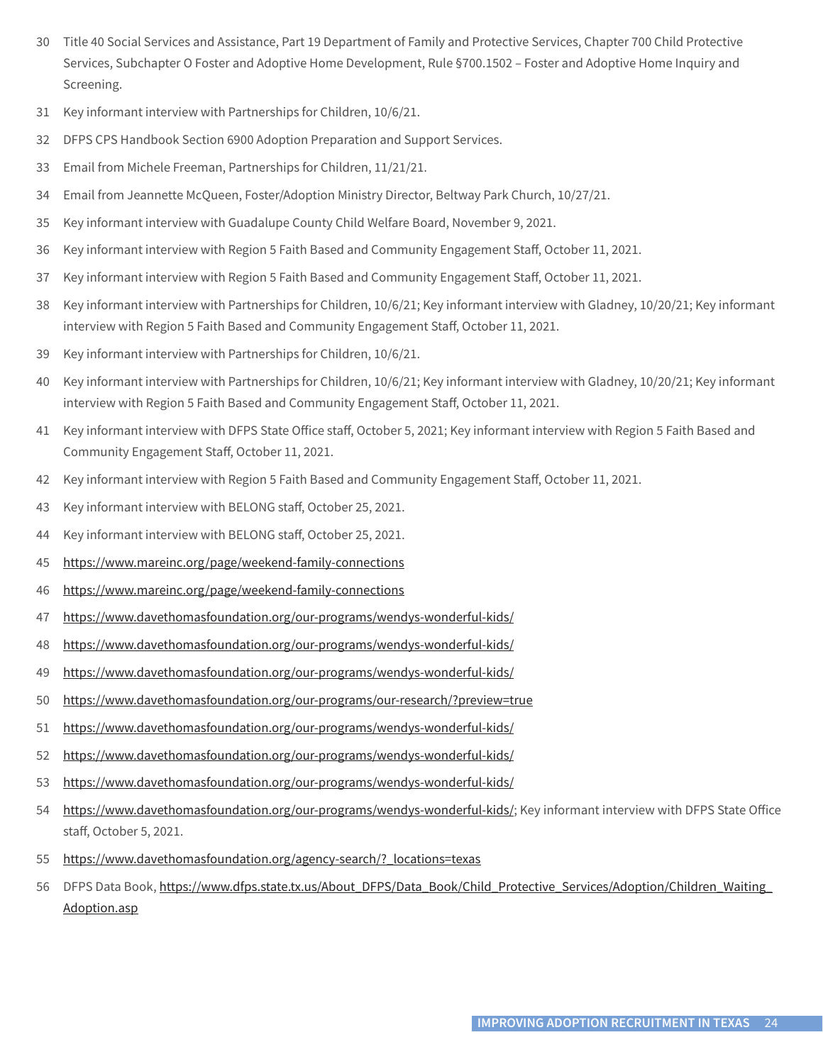30 Title 40 Social Services and Assistance, Part 19 Department of Family and Protective Services, Chapter 700 Child Protective Services, Subchapter O Foster and Adoptive Home Development, Rule §700.1502 – Foster and Adoptive Home Inquiry and Screening.

31 Key informant interview with Partnerships for Children, 10/6/21.

32 DFPS CPS Handbook Section 6900 Adoption Preparation and Support Services.

33 Email from Michele Freeman, Partnerships for Children, 11/21/21.

34 Email from Jeannette McQueen, Foster/Adoption Ministry Director, Beltway Park Church, 10/27/21.

35 Key informant interview with Guadalupe County Child Welfare Board, November 9, 2021.

36 Key informant interview with Region 5 Faith Based and Community Engagement Staff, October 11, 2021.

37 Key informant interview with Region 5 Faith Based and Community Engagement Staff, October 11, 2021.

38 Key informant interview with Partnerships for Children, 10/6/21; Key informant interview with Gladney, 10/20/21; Key informant interview with Region 5 Faith Based and Community Engagement Staff, October 11, 2021.

39 Key informant interview with Partnerships for Children, 10/6/21.

40 Key informant interview with Partnerships for Children, 10/6/21; Key informant interview with Gladney, 10/20/21; Key informant interview with Region 5 Faith Based and Community Engagement Staff, October 11, 2021.

41 Key informant interview with DFPS State Office staff, October 5, 2021; Key informant interview with Region 5 Faith Based and Community Engagement Staff, October 11, 2021.

42 Key informant interview with Region 5 Faith Based and Community Engagement Staff, October 11, 2021.

43 Key informant interview with BELONG staff, October 25, 2021.

44 Key informant interview with BELONG staff, October 25, 2021.

45 https://www.mareinc.org/page/weekend-family-connections

46 https://www.mareinc.org/page/weekend-family-connections

47 https://www.davethomasfoundation.org/our-programs/wendys-wonderful-kids/

48 https://www.davethomasfoundation.org/our-programs/wendys-wonderful-kids/

49 https://www.davethomasfoundation.org/our-programs/wendys-wonderful-kids/

50 https://www.davethomasfoundation.org/our-programs/our-research/?preview=true

51 https://www.davethomasfoundation.org/our-programs/wendys-wonderful-kids/

52 https://www.davethomasfoundation.org/our-programs/wendys-wonderful-kids/

53 https://www.davethomasfoundation.org/our-programs/wendys-wonderful-kids/

54 https://www.davethomasfoundation.org/our-programs/wendys-wonderful-kids/; Key informant interview with DFPS State Office staff, October 5, 2021.

55 https://www.davethomasfoundation.org/agency-search/?_locations=texas

56 DFPS Data Book, https://www.dfps.state.tx.us/About_DFPS/Data_Book/Child_Protective_Services/Adoption/Children_Waiting_Adoption.asp